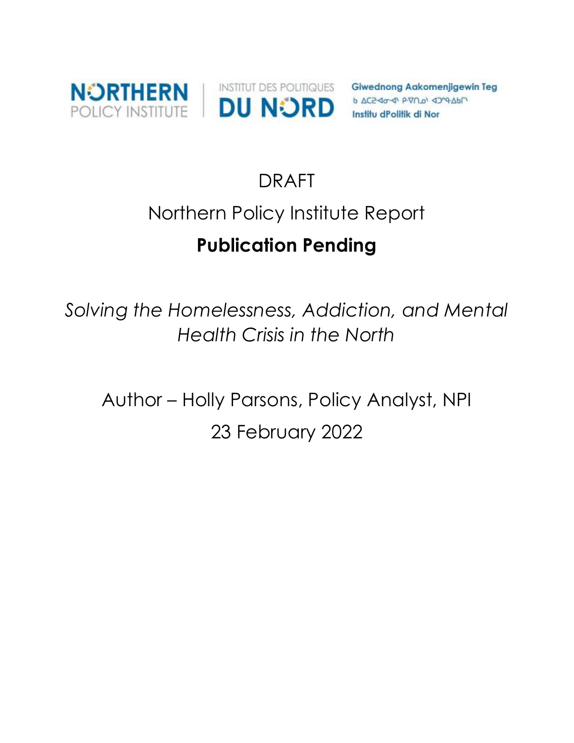NORTHERN POLICY INSTITUTE | INSTITUT DES POLITIQUES DU NORD

Giwednong Aakomenjigewin Teg

ᑲ ᐃᑕᓴᐊᓂᐊᐠ ᑭᐁᑎᓇᐠ ᐊᑐᐢᑫᐃᑲᒥᐠ

Institu dPolitik di Nor

DRAFT

Northern Policy Institute Report

**Publication Pending**

*Solving the Homelessness, Addiction, and Mental Health Crisis in the North*

Author – Holly Parsons, Policy Analyst, NPI

23 February 2022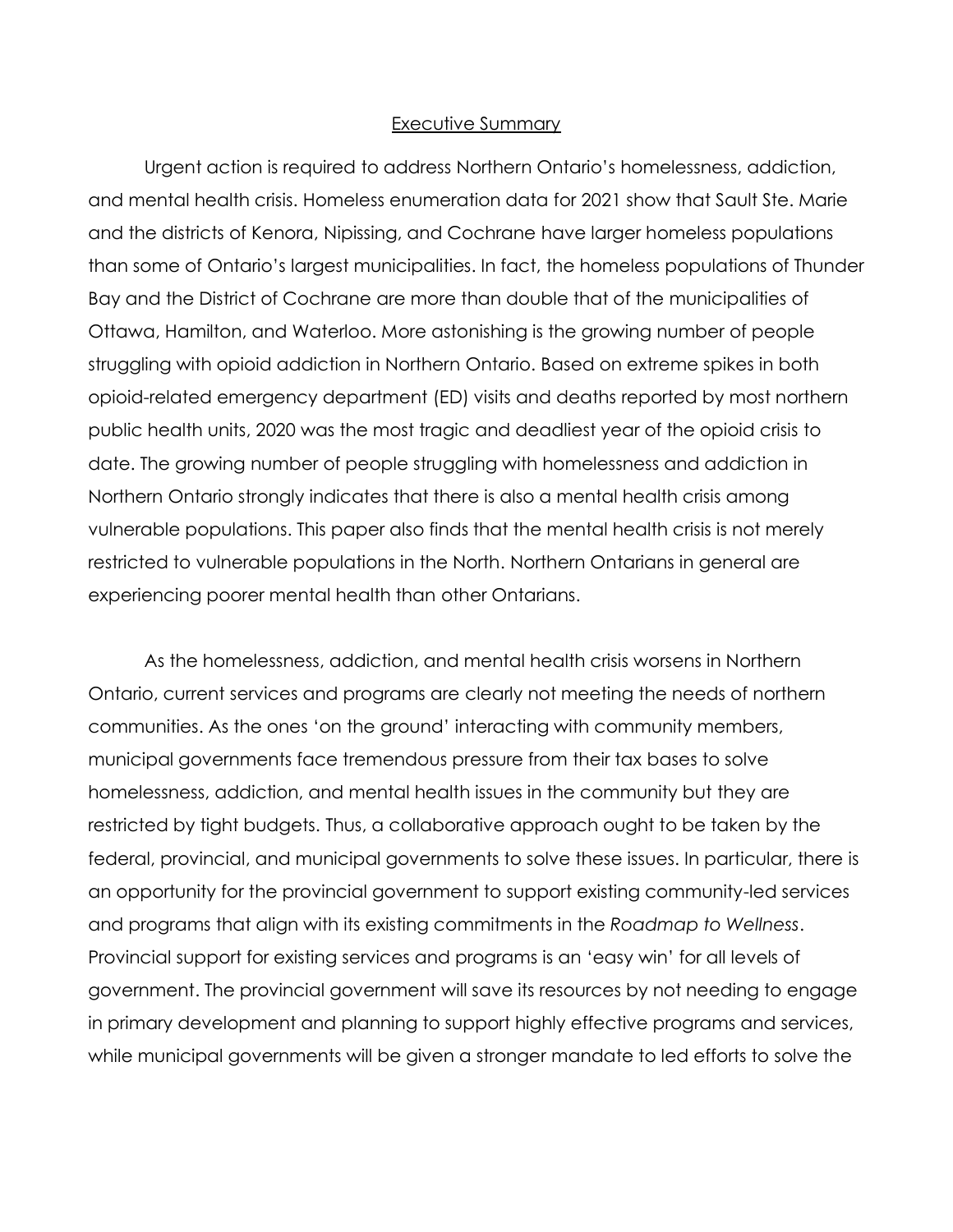## Executive Summary

Urgent action is required to address Northern Ontario's homelessness, addiction, and mental health crisis. Homeless enumeration data for 2021 show that Sault Ste. Marie and the districts of Kenora, Nipissing, and Cochrane have larger homeless populations than some of Ontario's largest municipalities. In fact, the homeless populations of Thunder Bay and the District of Cochrane are more than double that of the municipalities of Ottawa, Hamilton, and Waterloo. More astonishing is the growing number of people struggling with opioid addiction in Northern Ontario. Based on extreme spikes in both opioid-related emergency department (ED) visits and deaths reported by most northern public health units, 2020 was the most tragic and deadliest year of the opioid crisis to date. The growing number of people struggling with homelessness and addiction in Northern Ontario strongly indicates that there is also a mental health crisis among vulnerable populations. This paper also finds that the mental health crisis is not merely restricted to vulnerable populations in the North. Northern Ontarians in general are experiencing poorer mental health than other Ontarians.

As the homelessness, addiction, and mental health crisis worsens in Northern Ontario, current services and programs are clearly not meeting the needs of northern communities. As the ones 'on the ground' interacting with community members, municipal governments face tremendous pressure from their tax bases to solve homelessness, addiction, and mental health issues in the community but they are restricted by tight budgets. Thus, a collaborative approach ought to be taken by the federal, provincial, and municipal governments to solve these issues. In particular, there is an opportunity for the provincial government to support existing community-led services and programs that align with its existing commitments in the *Roadmap to Wellness*. Provincial support for existing services and programs is an 'easy win' for all levels of government. The provincial government will save its resources by not needing to engage in primary development and planning to support highly effective programs and services, while municipal governments will be given a stronger mandate to led efforts to solve the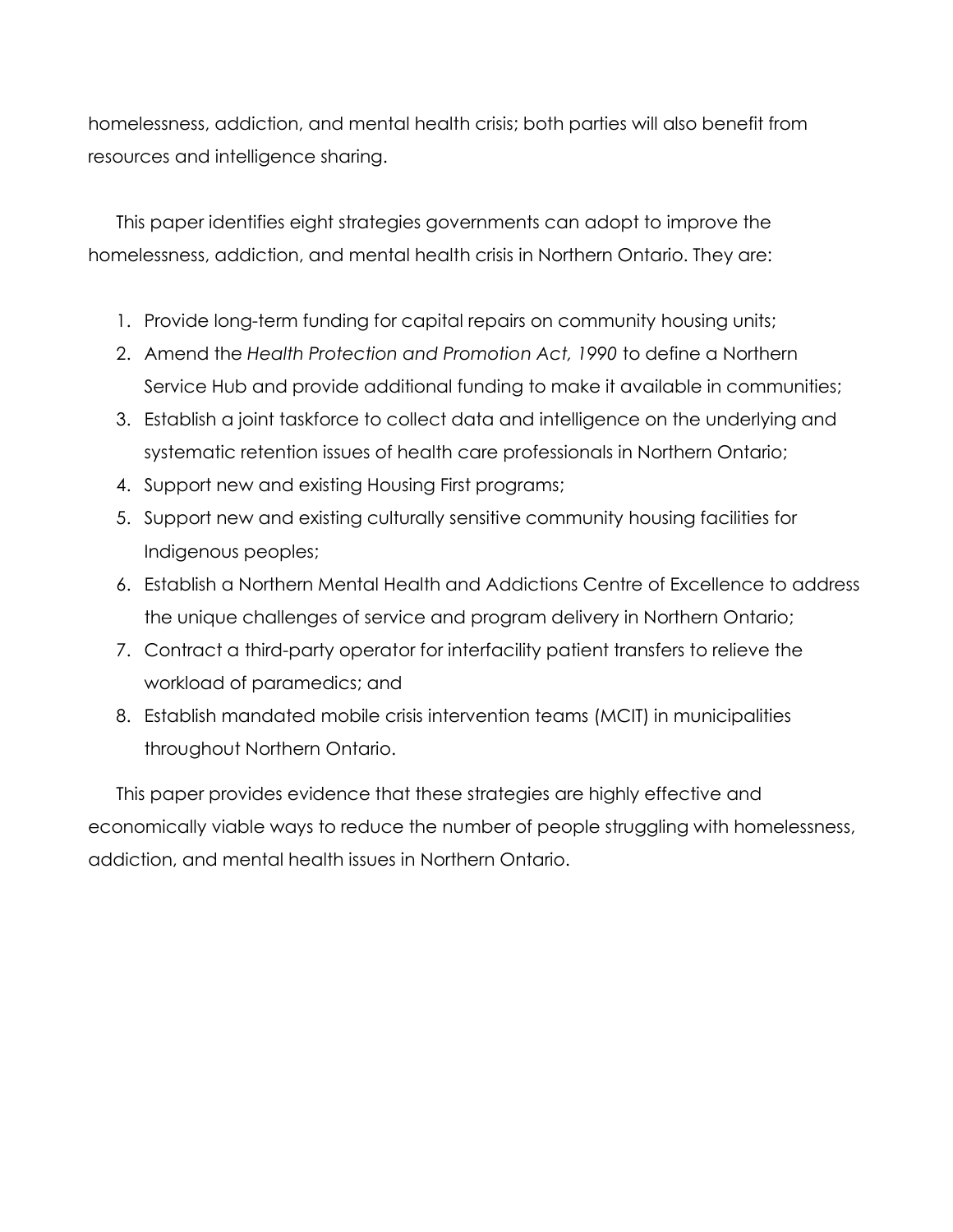homelessness, addiction, and mental health crisis; both parties will also benefit from resources and intelligence sharing.

This paper identifies eight strategies governments can adopt to improve the homelessness, addiction, and mental health crisis in Northern Ontario. They are:

1. Provide long-term funding for capital repairs on community housing units;
2. Amend the *Health Protection and Promotion Act, 1990* to define a Northern Service Hub and provide additional funding to make it available in communities;
3. Establish a joint taskforce to collect data and intelligence on the underlying and systematic retention issues of health care professionals in Northern Ontario;
4. Support new and existing Housing First programs;
5. Support new and existing culturally sensitive community housing facilities for Indigenous peoples;
6. Establish a Northern Mental Health and Addictions Centre of Excellence to address the unique challenges of service and program delivery in Northern Ontario;
7. Contract a third-party operator for interfacility patient transfers to relieve the workload of paramedics; and
8. Establish mandated mobile crisis intervention teams (MCIT) in municipalities throughout Northern Ontario.

This paper provides evidence that these strategies are highly effective and economically viable ways to reduce the number of people struggling with homelessness, addiction, and mental health issues in Northern Ontario.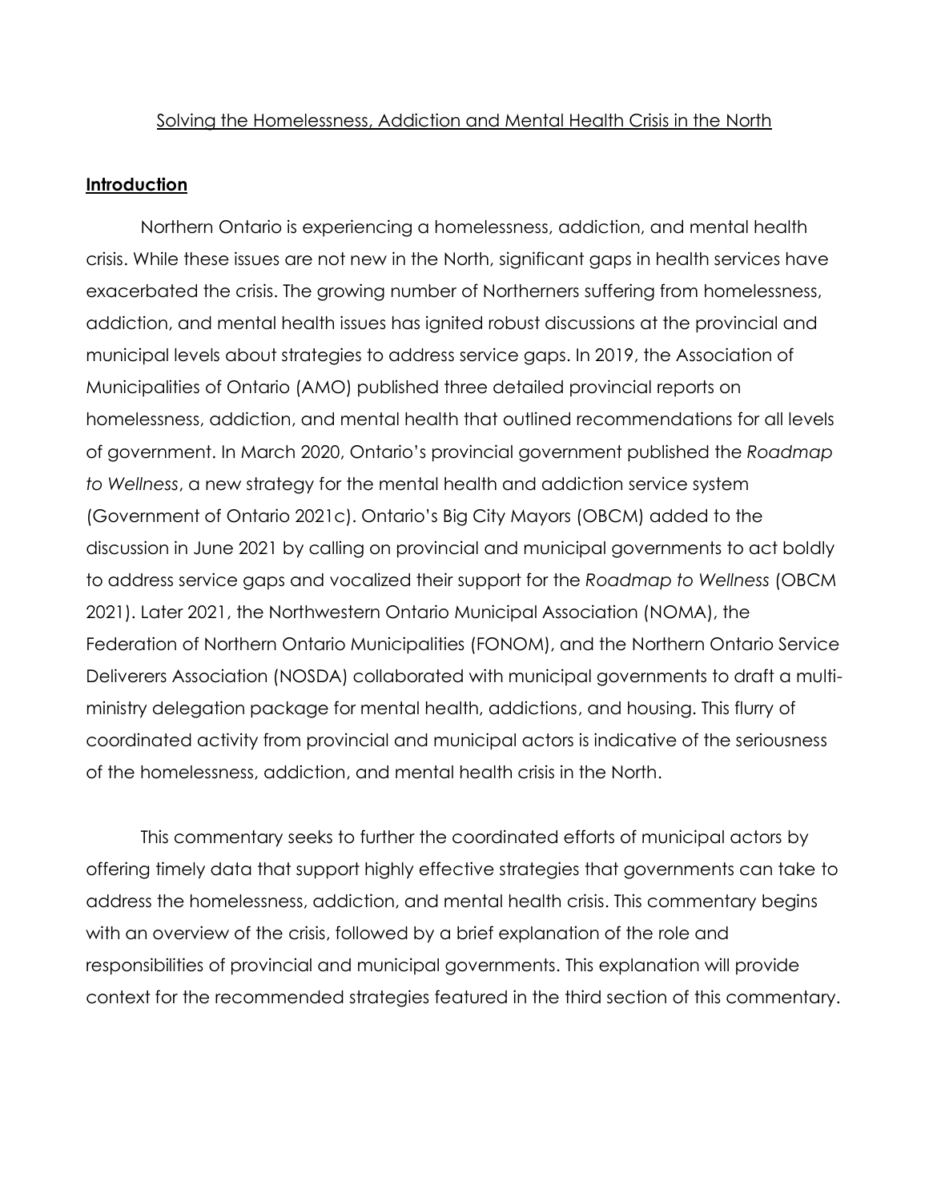Solving the Homelessness, Addiction and Mental Health Crisis in the North

## **Introduction**

Northern Ontario is experiencing a homelessness, addiction, and mental health crisis. While these issues are not new in the North, significant gaps in health services have exacerbated the crisis. The growing number of Northerners suffering from homelessness, addiction, and mental health issues has ignited robust discussions at the provincial and municipal levels about strategies to address service gaps. In 2019, the Association of Municipalities of Ontario (AMO) published three detailed provincial reports on homelessness, addiction, and mental health that outlined recommendations for all levels of government. In March 2020, Ontario's provincial government published the *Roadmap to Wellness*, a new strategy for the mental health and addiction service system (Government of Ontario 2021c). Ontario's Big City Mayors (OBCM) added to the discussion in June 2021 by calling on provincial and municipal governments to act boldly to address service gaps and vocalized their support for the *Roadmap to Wellness* (OBCM 2021). Later 2021, the Northwestern Ontario Municipal Association (NOMA), the Federation of Northern Ontario Municipalities (FONOM), and the Northern Ontario Service Deliverers Association (NOSDA) collaborated with municipal governments to draft a multi-ministry delegation package for mental health, addictions, and housing. This flurry of coordinated activity from provincial and municipal actors is indicative of the seriousness of the homelessness, addiction, and mental health crisis in the North.

This commentary seeks to further the coordinated efforts of municipal actors by offering timely data that support highly effective strategies that governments can take to address the homelessness, addiction, and mental health crisis. This commentary begins with an overview of the crisis, followed by a brief explanation of the role and responsibilities of provincial and municipal governments. This explanation will provide context for the recommended strategies featured in the third section of this commentary.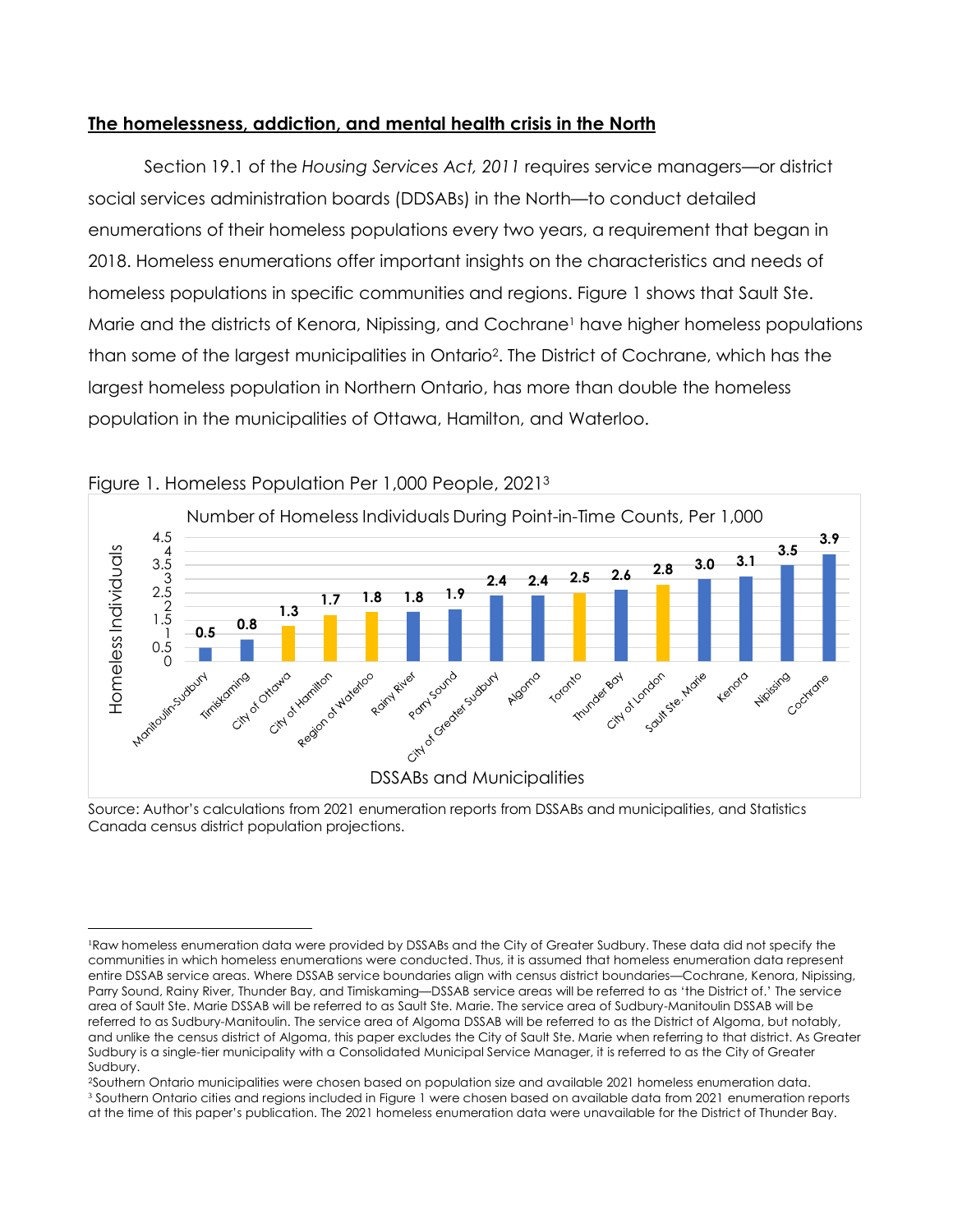## The homelessness, addiction, and mental health crisis in the North

Section 19.1 of the *Housing Services Act, 2011* requires service managers—or district social services administration boards (DSSABs) in the North—to conduct detailed enumerations of their homeless populations every two years, a requirement that began in 2018. Homeless enumerations offer important insights on the characteristics and needs of homeless populations in specific communities and regions. Figure 1 shows that Sault Ste. Marie and the districts of Kenora, Nipissing, and Cochrane[1] have higher homeless populations than some of the largest municipalities in Ontario[2]. The District of Cochrane, which has the largest homeless population in Northern Ontario, has more than double the homeless population in the municipalities of Ottawa, Hamilton, and Waterloo.

Figure 1. Homeless Population Per 1,000 People, 2021[3]

Number of Homeless Individuals During Point-in-Time Counts, Per 1,000

| DSSABs and Municipalities | Homeless Individuals |
|---|---|
| Manitoulin-Sudbury | 0.5 |
| Timiskaming | 0.8 |
| City of Ottawa | 1.3 |
| City of Hamilton | 1.7 |
| Region of Waterloo | 1.8 |
| Rainy River | 1.8 |
| Parry Sound | 1.9 |
| City of Greater Sudbury | 2.4 |
| Algoma | 2.4 |
| Toronto | 2.5 |
| Thunder Bay | 2.6 |
| City of London | 2.8 |
| Sault Ste. Marie | 3.0 |
| Kenora | 3.1 |
| Nipissing | 3.5 |
| Cochrane | 3.9 |

Source: Author's calculations from 2021 enumeration reports from DSSABs and municipalities, and Statistics Canada census district population projections.

---

[1] Raw homeless enumeration data were provided by DSSABs and the City of Greater Sudbury. These data did not specify the communities in which homeless enumerations were conducted. Thus, it is assumed that homeless enumeration data represent entire DSSAB service areas. Where DSSAB service boundaries align with census district boundaries—Cochrane, Kenora, Nipissing, Parry Sound, Rainy River, Thunder Bay, and Timiskaming—DSSAB service areas will be referred to as 'the District of.' The service area of Sault Ste. Marie DSSAB will be referred to as Sault Ste. Marie. The service area of Sudbury-Manitoulin DSSAB will be referred to as Sudbury-Manitoulin. The service area of Algoma DSSAB will be referred to as the District of Algoma, but notably, and unlike the census district of Algoma, this paper excludes the City of Sault Ste. Marie when referring to that district. As Greater Sudbury is a single-tier municipality with a Consolidated Municipal Service Manager, it is referred to as the City of Greater Sudbury.

[2] Southern Ontario municipalities were chosen based on population size and available 2021 homeless enumeration data.

[3] Southern Ontario cities and regions included in Figure 1 were chosen based on available data from 2021 enumeration reports at the time of this paper's publication. The 2021 homeless enumeration data were unavailable for the District of Thunder Bay.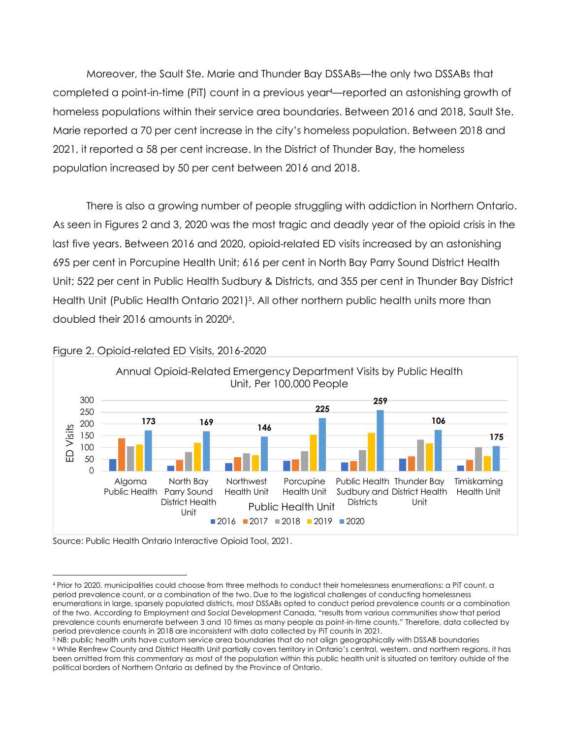Moreover, the Sault Ste. Marie and Thunder Bay DSSABs—the only two DSSABs that completed a point-in-time (PiT) count in a previous year[4]—reported an astonishing growth of homeless populations within their service area boundaries. Between 2016 and 2018, Sault Ste. Marie reported a 70 per cent increase in the city's homeless population. Between 2018 and 2021, it reported a 58 per cent increase. In the District of Thunder Bay, the homeless population increased by 50 per cent between 2016 and 2018.

There is also a growing number of people struggling with addiction in Northern Ontario. As seen in Figures 2 and 3, 2020 was the most tragic and deadly year of the opioid crisis in the last five years. Between 2016 and 2020, opioid-related ED visits increased by an astonishing 695 per cent in Porcupine Health Unit; 616 per cent in North Bay Parry Sound District Health Unit; 522 per cent in Public Health Sudbury & Districts, and 355 per cent in Thunder Bay District Health Unit (Public Health Ontario 2021)[5]. All other northern public health units more than doubled their 2016 amounts in 2020[6].

Figure 2. Opioid-related ED Visits, 2016-2020

Annual Opioid-Related Emergency Department Visits by Public Health Unit, Per 100,000 People

| Public Health Unit | 2020 (labelled) |
|---|---|
| Algoma Public Health | 173 |
| North Bay Parry Sound District Health Unit | 169 |
| Northwest Health Unit | 146 |
| Porcupine Health Unit | 225 |
| Public Health Sudbury and Districts | 259 |
| Thunder Bay District Health Unit | 106 |
| Timiskaming Health Unit | 175 |

Source: Public Health Ontario Interactive Opioid Tool, 2021.

---

[4] Prior to 2020, municipalities could choose from three methods to conduct their homelessness enumerations: a PiT count, a period prevalence count, or a combination of the two. Due to the logistical challenges of conducting homelessness enumerations in large, sparsely populated districts, most DSSABs opted to conduct period prevalence counts or a combination of the two. According to Employment and Social Development Canada, "results from various communities show that period prevalence counts enumerate between 3 and 10 times as many people as point-in-time counts." Therefore, data collected by period prevalence counts in 2018 are inconsistent with data collected by PiT counts in 2021.

[5] NB: public health units have custom service area boundaries that do not align geographically with DSSAB boundaries

[6] While Renfrew County and District Health Unit partially covers territory in Ontario's central, western, and northern regions, it has been omitted from this commentary as most of the population within this public health unit is situated on territory outside of the political borders of Northern Ontario as defined by the Province of Ontario.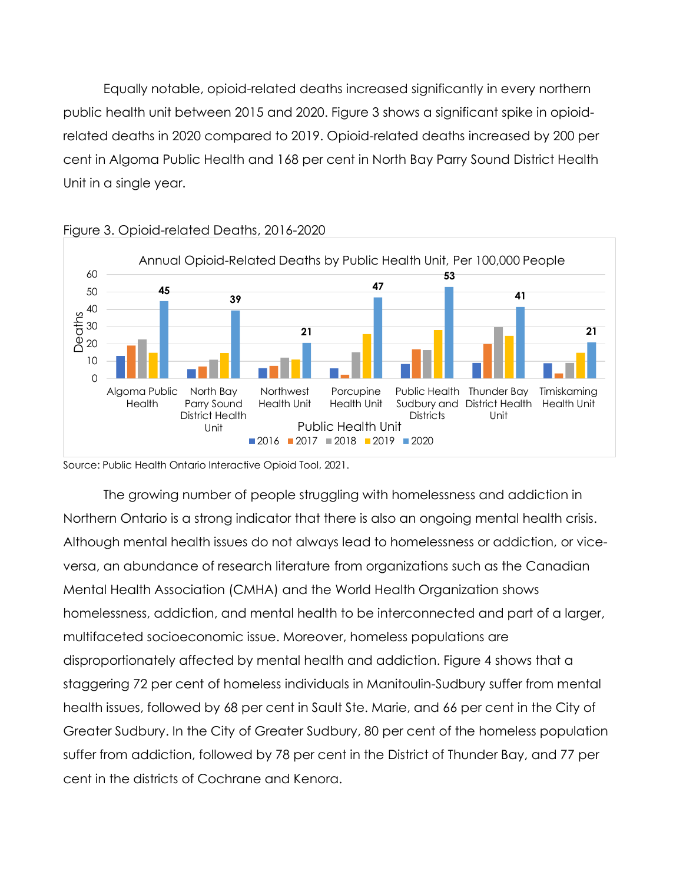Equally notable, opioid-related deaths increased significantly in every northern public health unit between 2015 and 2020. Figure 3 shows a significant spike in opioid-related deaths in 2020 compared to 2019. Opioid-related deaths increased by 200 per cent in Algoma Public Health and 168 per cent in North Bay Parry Sound District Health Unit in a single year.

Figure 3. Opioid-related Deaths, 2016-2020

Source: Public Health Ontario Interactive Opioid Tool, 2021.

The growing number of people struggling with homelessness and addiction in Northern Ontario is a strong indicator that there is also an ongoing mental health crisis. Although mental health issues do not always lead to homelessness or addiction, or vice-versa, an abundance of research literature from organizations such as the Canadian Mental Health Association (CMHA) and the World Health Organization shows homelessness, addiction, and mental health to be interconnected and part of a larger, multifaceted socioeconomic issue. Moreover, homeless populations are disproportionately affected by mental health and addiction. Figure 4 shows that a staggering 72 per cent of homeless individuals in Manitoulin-Sudbury suffer from mental health issues, followed by 68 per cent in Sault Ste. Marie, and 66 per cent in the City of Greater Sudbury. In the City of Greater Sudbury, 80 per cent of the homeless population suffer from addiction, followed by 78 per cent in the District of Thunder Bay, and 77 per cent in the districts of Cochrane and Kenora.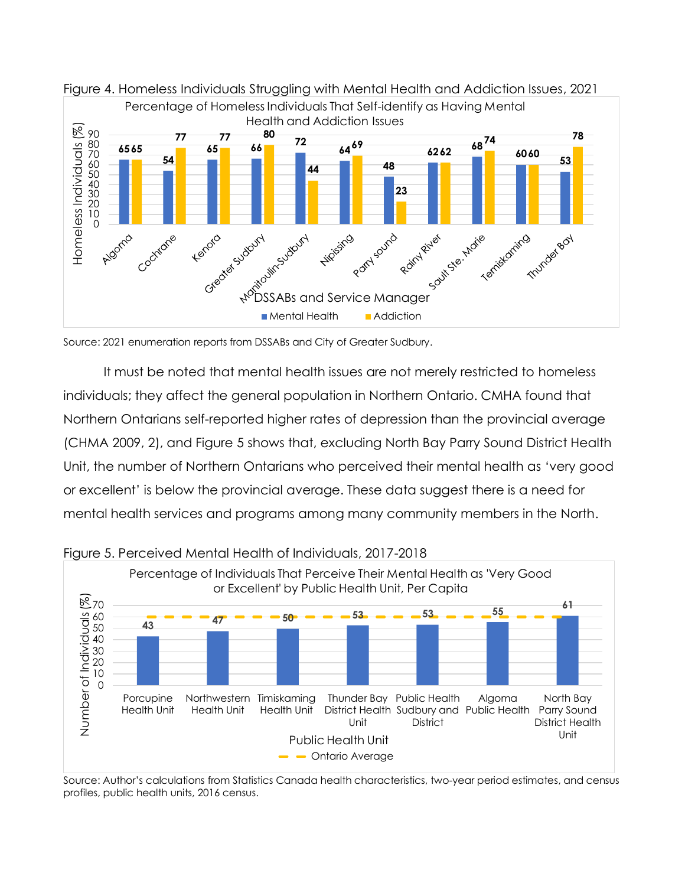Figure 4. Homeless Individuals Struggling with Mental Health and Addiction Issues, 2021

Percentage of Homeless Individuals That Self-identify as Having Mental Health and Addiction Issues

| DSSABs and Service Manager | Mental Health | Addiction |
|---|---|---|
| Algoma | 65 | 65 |
| Cochrane | 54 | 77 |
| Kenora | 65 | 77 |
| Greater Sudbury | 66 | 80 |
| Manitoulin-Sudbury | 72 | 44 |
| Nipissing | 64 | 69 |
| Parry sound | 48 | 23 |
| Rainy River | 62 | 62 |
| Sault Ste. Marie | 68 | 74 |
| Temiskaming | 60 | 60 |
| Thunder Bay | 53 | 78 |

Source: 2021 enumeration reports from DSSABs and City of Greater Sudbury.

It must be noted that mental health issues are not merely restricted to homeless individuals; they affect the general population in Northern Ontario. CMHA found that Northern Ontarians self-reported higher rates of depression than the provincial average (CHMA 2009, 2), and Figure 5 shows that, excluding North Bay Parry Sound District Health Unit, the number of Northern Ontarians who perceived their mental health as 'very good or excellent' is below the provincial average. These data suggest there is a need for mental health services and programs among many community members in the North.

Figure 5. Perceived Mental Health of Individuals, 2017-2018

Percentage of Individuals That Perceive Their Mental Health as 'Very Good or Excellent' by Public Health Unit, Per Capita

| Public Health Unit | Number of Individuals (%) |
|---|---|
| Porcupine Health Unit | 43 |
| Northwestern Health Unit | 47 |
| Timiskaming Health Unit | 50 |
| Thunder Bay District Health Unit | 53 |
| Public Health Sudbury and District | 53 |
| Algoma Public Health | 55 |
| North Bay Parry Sound District Health Unit | 61 |

Ontario Average shown as dashed line (approximately 60).

Source: Author's calculations from Statistics Canada health characteristics, two-year period estimates, and census profiles, public health units, 2016 census.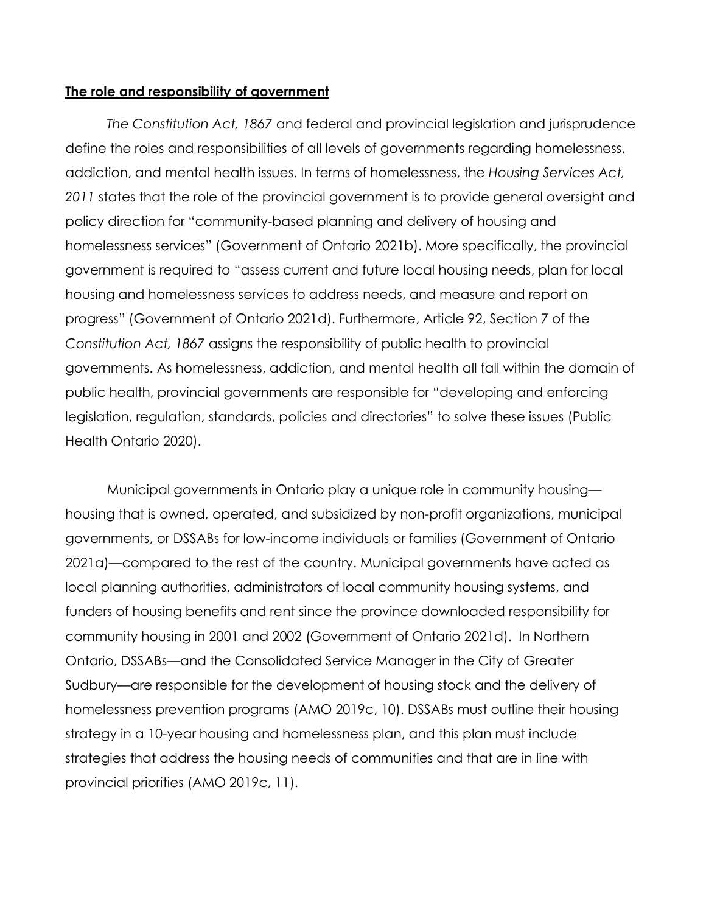## **The role and responsibility of government**

*The Constitution Act, 1867* and federal and provincial legislation and jurisprudence define the roles and responsibilities of all levels of governments regarding homelessness, addiction, and mental health issues. In terms of homelessness, the *Housing Services Act, 2011* states that the role of the provincial government is to provide general oversight and policy direction for "community-based planning and delivery of housing and homelessness services" (Government of Ontario 2021b). More specifically, the provincial government is required to "assess current and future local housing needs, plan for local housing and homelessness services to address needs, and measure and report on progress" (Government of Ontario 2021d). Furthermore, Article 92, Section 7 of the *Constitution Act, 1867* assigns the responsibility of public health to provincial governments. As homelessness, addiction, and mental health all fall within the domain of public health, provincial governments are responsible for "developing and enforcing legislation, regulation, standards, policies and directories" to solve these issues (Public Health Ontario 2020).

Municipal governments in Ontario play a unique role in community housing—housing that is owned, operated, and subsidized by non-profit organizations, municipal governments, or DSSABs for low-income individuals or families (Government of Ontario 2021a)—compared to the rest of the country. Municipal governments have acted as local planning authorities, administrators of local community housing systems, and funders of housing benefits and rent since the province downloaded responsibility for community housing in 2001 and 2002 (Government of Ontario 2021d). In Northern Ontario, DSSABs—and the Consolidated Service Manager in the City of Greater Sudbury—are responsible for the development of housing stock and the delivery of homelessness prevention programs (AMO 2019c, 10). DSSABs must outline their housing strategy in a 10-year housing and homelessness plan, and this plan must include strategies that address the housing needs of communities and that are in line with provincial priorities (AMO 2019c, 11).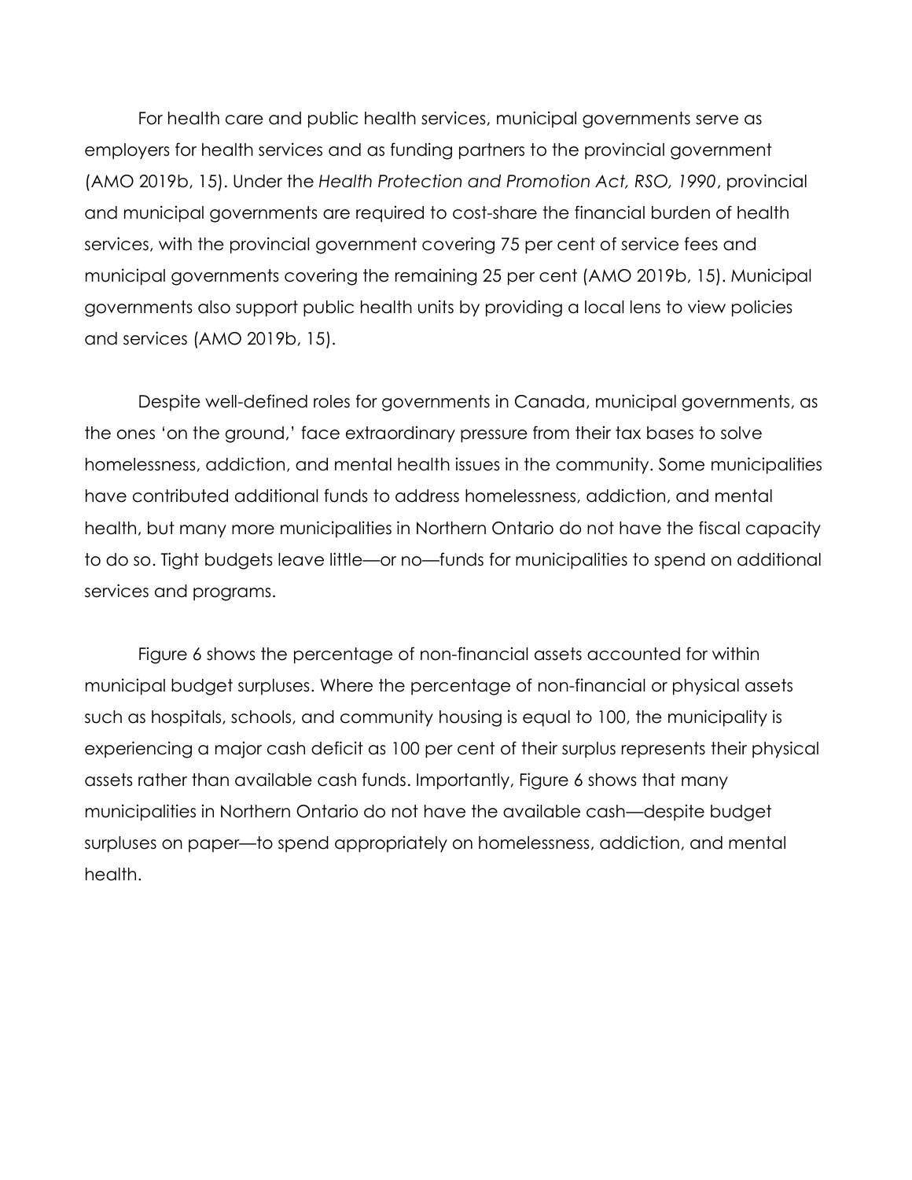For health care and public health services, municipal governments serve as employers for health services and as funding partners to the provincial government (AMO 2019b, 15). Under the *Health Protection and Promotion Act, RSO, 1990*, provincial and municipal governments are required to cost-share the financial burden of health services, with the provincial government covering 75 per cent of service fees and municipal governments covering the remaining 25 per cent (AMO 2019b, 15). Municipal governments also support public health units by providing a local lens to view policies and services (AMO 2019b, 15).

Despite well-defined roles for governments in Canada, municipal governments, as the ones 'on the ground,' face extraordinary pressure from their tax bases to solve homelessness, addiction, and mental health issues in the community. Some municipalities have contributed additional funds to address homelessness, addiction, and mental health, but many more municipalities in Northern Ontario do not have the fiscal capacity to do so. Tight budgets leave little—or no—funds for municipalities to spend on additional services and programs.

Figure 6 shows the percentage of non-financial assets accounted for within municipal budget surpluses. Where the percentage of non-financial or physical assets such as hospitals, schools, and community housing is equal to 100, the municipality is experiencing a major cash deficit as 100 per cent of their surplus represents their physical assets rather than available cash funds. Importantly, Figure 6 shows that many municipalities in Northern Ontario do not have the available cash—despite budget surpluses on paper—to spend appropriately on homelessness, addiction, and mental health.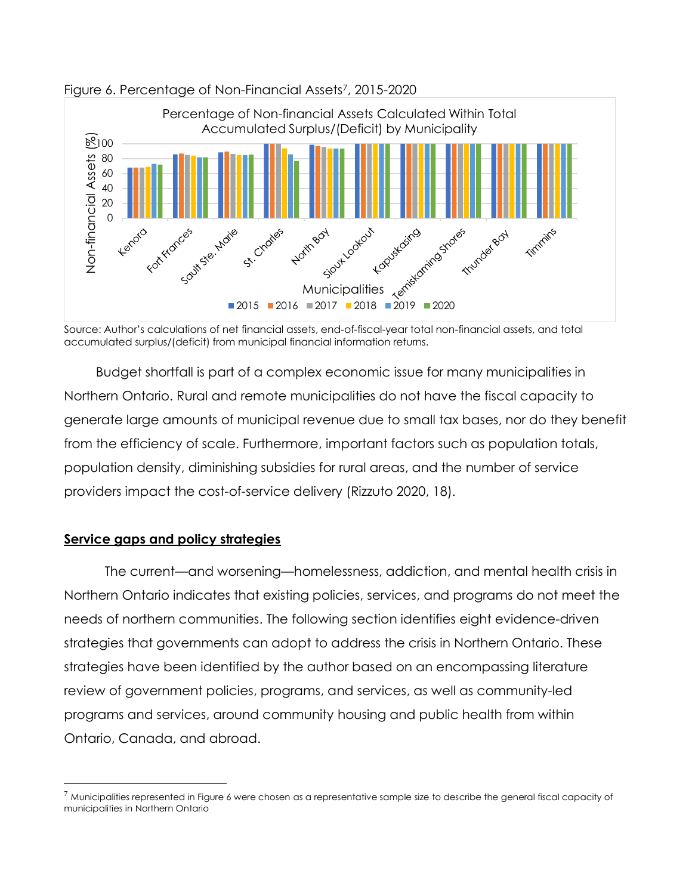Figure 6. Percentage of Non-Financial Assets[7], 2015-2020

Source: Author's calculations of net financial assets, end-of-fiscal-year total non-financial assets, and total accumulated surplus/(deficit) from municipal financial information returns.

Budget shortfall is part of a complex economic issue for many municipalities in Northern Ontario. Rural and remote municipalities do not have the fiscal capacity to generate large amounts of municipal revenue due to small tax bases, nor do they benefit from the efficiency of scale. Furthermore, important factors such as population totals, population density, diminishing subsidies for rural areas, and the number of service providers impact the cost-of-service delivery (Rizzuto 2020, 18).

## Service gaps and policy strategies

The current—and worsening—homelessness, addiction, and mental health crisis in Northern Ontario indicates that existing policies, services, and programs do not meet the needs of northern communities. The following section identifies eight evidence-driven strategies that governments can adopt to address the crisis in Northern Ontario. These strategies have been identified by the author based on an encompassing literature review of government policies, programs, and services, as well as community-led programs and services, around community housing and public health from within Ontario, Canada, and abroad.

[7] Municipalities represented in Figure 6 were chosen as a representative sample size to describe the general fiscal capacity of municipalities in Northern Ontario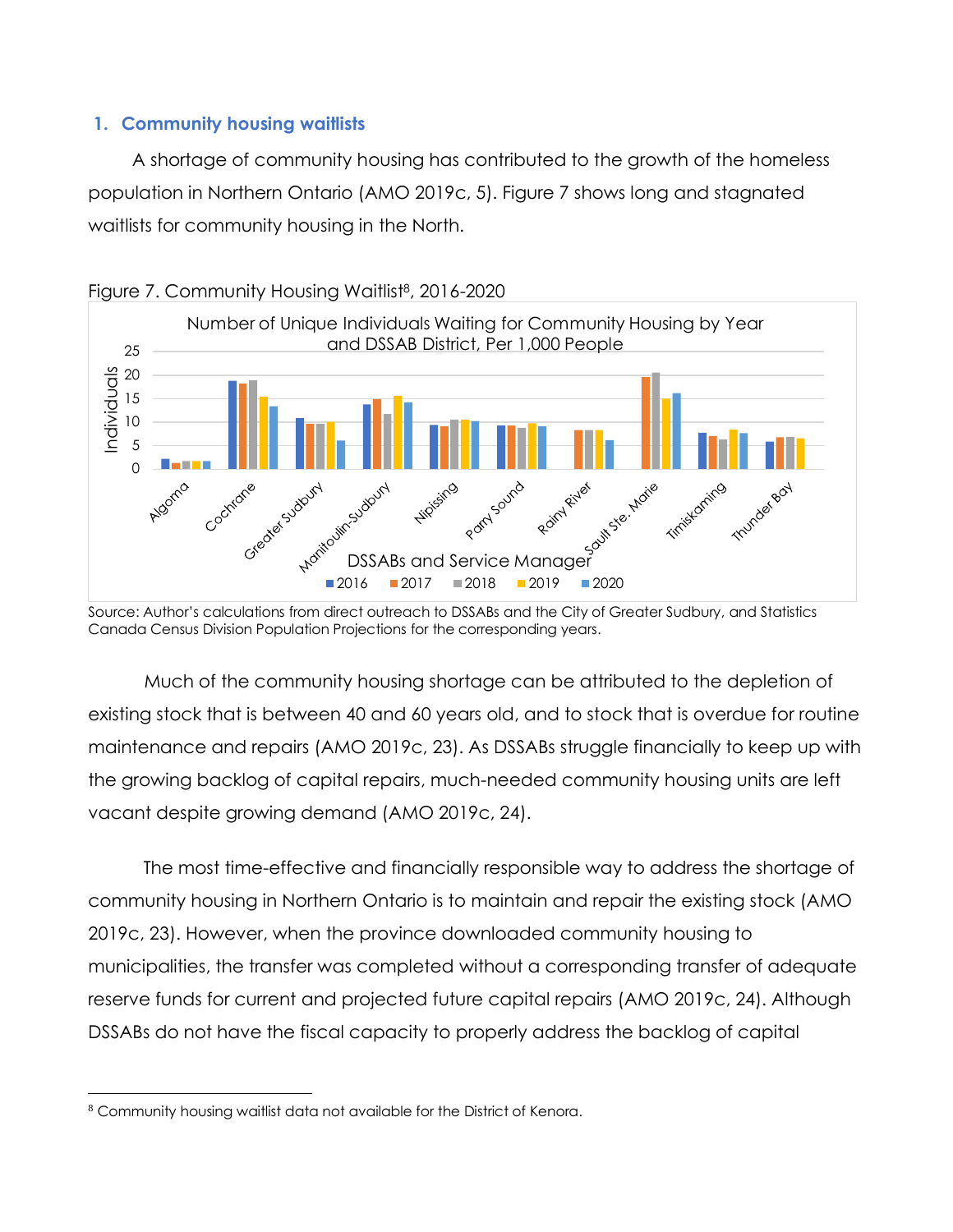## 1. Community housing waitlists

A shortage of community housing has contributed to the growth of the homeless population in Northern Ontario (AMO 2019c, 5). Figure 7 shows long and stagnated waitlists for community housing in the North.

Figure 7. Community Housing Waitlist[8], 2016-2020

Source: Author's calculations from direct outreach to DSSABs and the City of Greater Sudbury, and Statistics Canada Census Division Population Projections for the corresponding years.

Much of the community housing shortage can be attributed to the depletion of existing stock that is between 40 and 60 years old, and to stock that is overdue for routine maintenance and repairs (AMO 2019c, 23). As DSSABs struggle financially to keep up with the growing backlog of capital repairs, much-needed community housing units are left vacant despite growing demand (AMO 2019c, 24).

The most time-effective and financially responsible way to address the shortage of community housing in Northern Ontario is to maintain and repair the existing stock (AMO 2019c, 23). However, when the province downloaded community housing to municipalities, the transfer was completed without a corresponding transfer of adequate reserve funds for current and projected future capital repairs (AMO 2019c, 24). Although DSSABs do not have the fiscal capacity to properly address the backlog of capital

---

[8] Community housing waitlist data not available for the District of Kenora.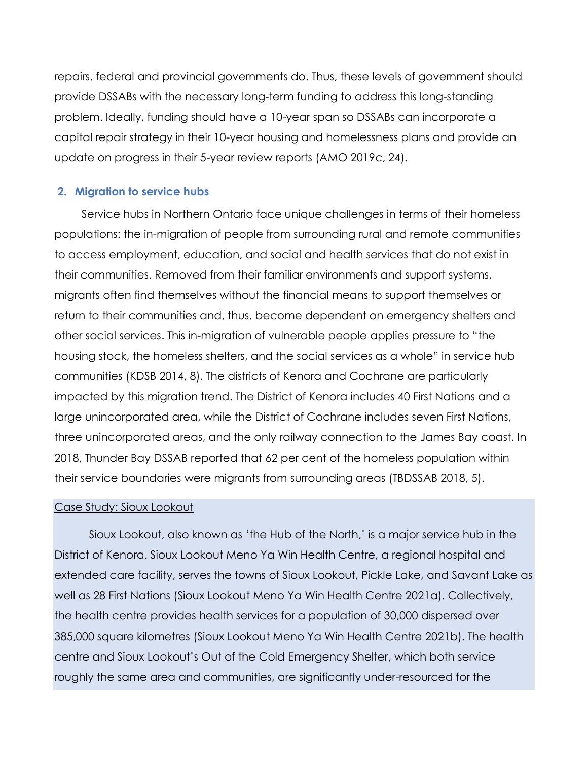repairs, federal and provincial governments do. Thus, these levels of government should provide DSSABs with the necessary long-term funding to address this long-standing problem. Ideally, funding should have a 10-year span so DSSABs can incorporate a capital repair strategy in their 10-year housing and homelessness plans and provide an update on progress in their 5-year review reports (AMO 2019c, 24).

### 2. Migration to service hubs

Service hubs in Northern Ontario face unique challenges in terms of their homeless populations: the in-migration of people from surrounding rural and remote communities to access employment, education, and social and health services that do not exist in their communities. Removed from their familiar environments and support systems, migrants often find themselves without the financial means to support themselves or return to their communities and, thus, become dependent on emergency shelters and other social services. This in-migration of vulnerable people applies pressure to "the housing stock, the homeless shelters, and the social services as a whole" in service hub communities (KDSB 2014, 8). The districts of Kenora and Cochrane are particularly impacted by this migration trend. The District of Kenora includes 40 First Nations and a large unincorporated area, while the District of Cochrane includes seven First Nations, three unincorporated areas, and the only railway connection to the James Bay coast. In 2018, Thunder Bay DSSAB reported that 62 per cent of the homeless population within their service boundaries were migrants from surrounding areas (TBDSSAB 2018, 5).

<u>Case Study: Sioux Lookout</u>

Sioux Lookout, also known as 'the Hub of the North,' is a major service hub in the District of Kenora. Sioux Lookout Meno Ya Win Health Centre, a regional hospital and extended care facility, serves the towns of Sioux Lookout, Pickle Lake, and Savant Lake as well as 28 First Nations (Sioux Lookout Meno Ya Win Health Centre 2021a). Collectively, the health centre provides health services for a population of 30,000 dispersed over 385,000 square kilometres (Sioux Lookout Meno Ya Win Health Centre 2021b). The health centre and Sioux Lookout's Out of the Cold Emergency Shelter, which both service roughly the same area and communities, are significantly under-resourced for the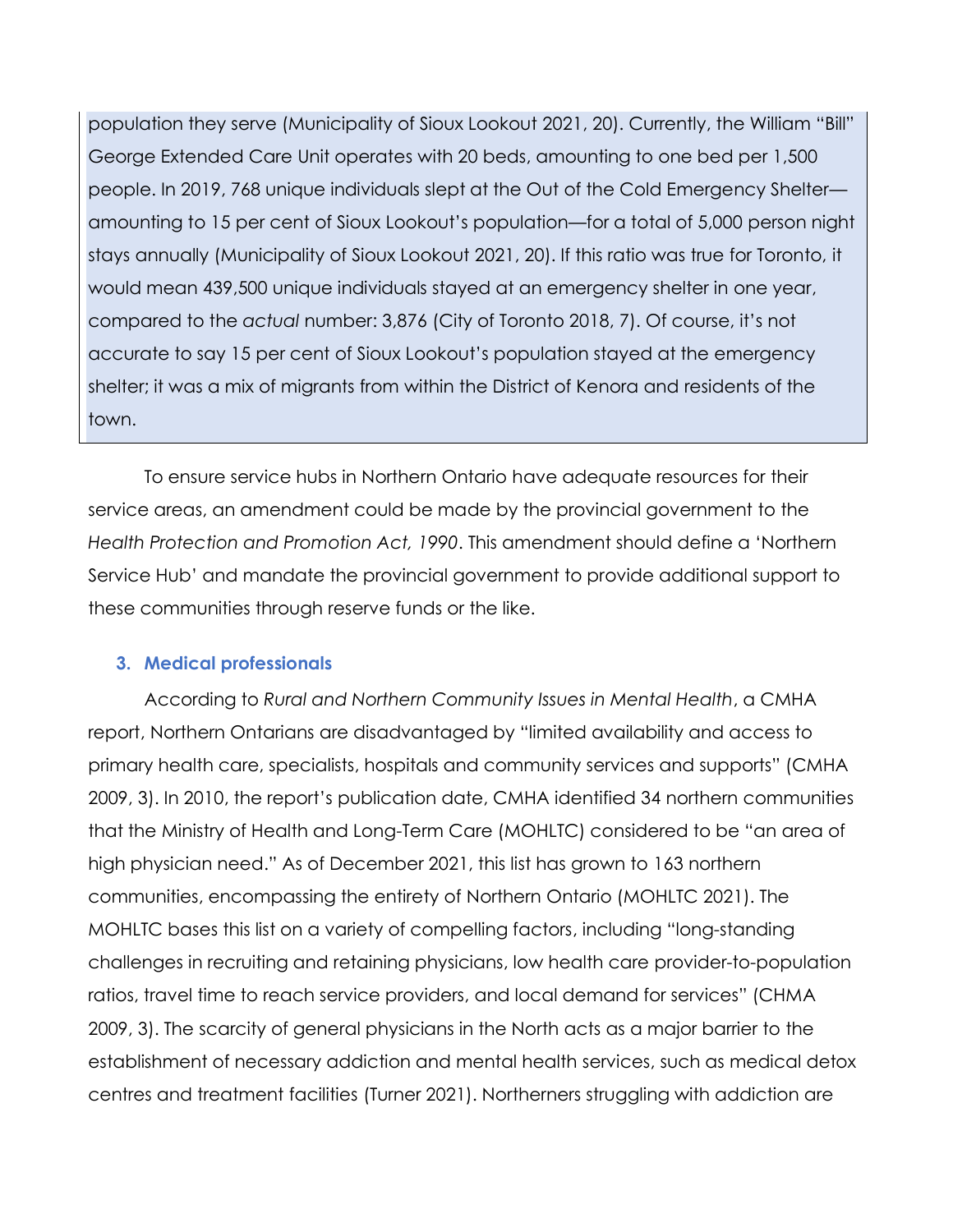population they serve (Municipality of Sioux Lookout 2021, 20). Currently, the William "Bill" George Extended Care Unit operates with 20 beds, amounting to one bed per 1,500 people. In 2019, 768 unique individuals slept at the Out of the Cold Emergency Shelter—amounting to 15 per cent of Sioux Lookout's population—for a total of 5,000 person night stays annually (Municipality of Sioux Lookout 2021, 20). If this ratio was true for Toronto, it would mean 439,500 unique individuals stayed at an emergency shelter in one year, compared to the *actual* number: 3,876 (City of Toronto 2018, 7). Of course, it's not accurate to say 15 per cent of Sioux Lookout's population stayed at the emergency shelter; it was a mix of migrants from within the District of Kenora and residents of the town.

To ensure service hubs in Northern Ontario have adequate resources for their service areas, an amendment could be made by the provincial government to the *Health Protection and Promotion Act, 1990*. This amendment should define a 'Northern Service Hub' and mandate the provincial government to provide additional support to these communities through reserve funds or the like.

### 3. Medical professionals

According to *Rural and Northern Community Issues in Mental Health*, a CMHA report, Northern Ontarians are disadvantaged by "limited availability and access to primary health care, specialists, hospitals and community services and supports" (CMHA 2009, 3). In 2010, the report's publication date, CMHA identified 34 northern communities that the Ministry of Health and Long-Term Care (MOHLTC) considered to be "an area of high physician need." As of December 2021, this list has grown to 163 northern communities, encompassing the entirety of Northern Ontario (MOHLTC 2021). The MOHLTC bases this list on a variety of compelling factors, including "long-standing challenges in recruiting and retaining physicians, low health care provider-to-population ratios, travel time to reach service providers, and local demand for services" (CHMA 2009, 3). The scarcity of general physicians in the North acts as a major barrier to the establishment of necessary addiction and mental health services, such as medical detox centres and treatment facilities (Turner 2021). Northerners struggling with addiction are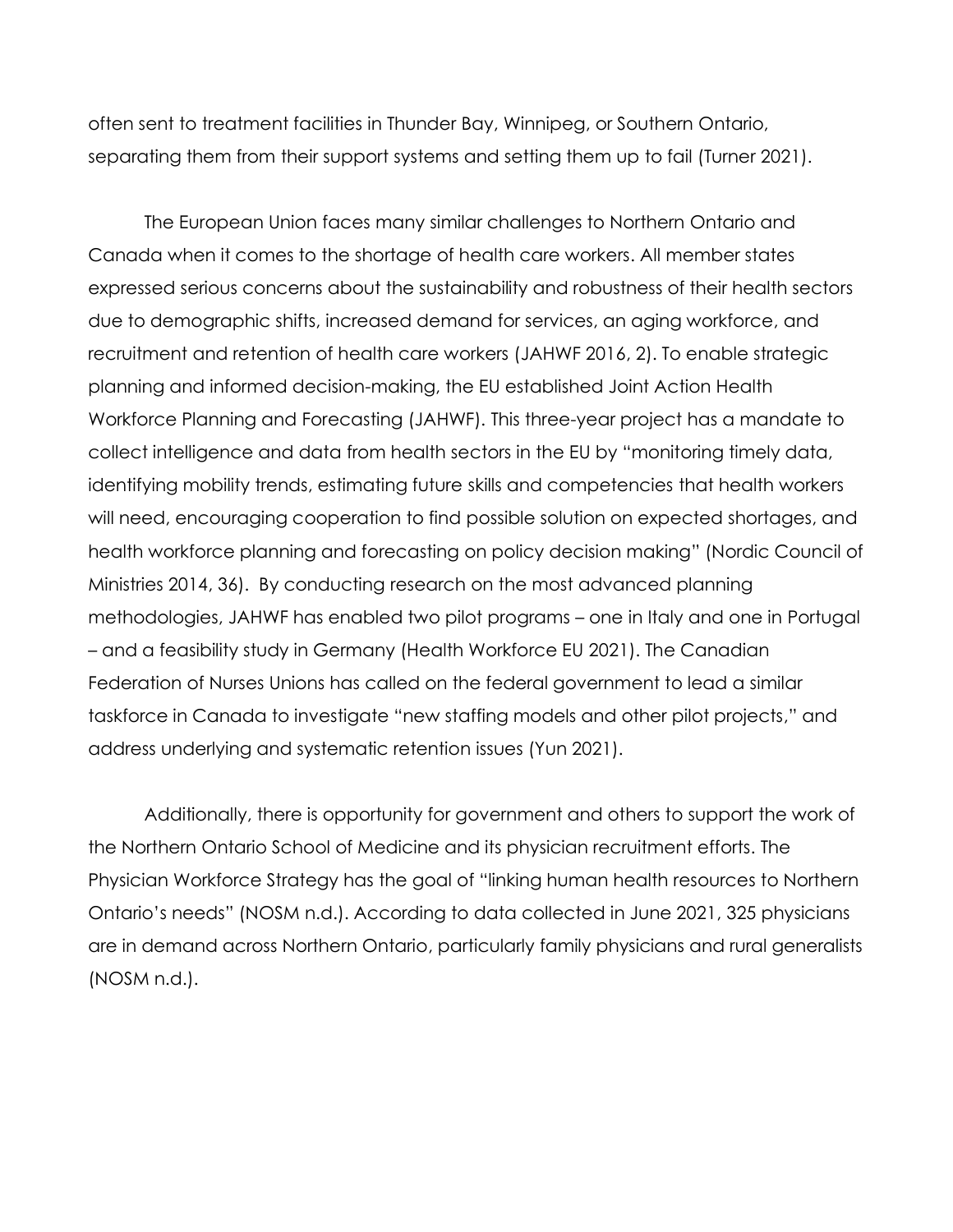often sent to treatment facilities in Thunder Bay, Winnipeg, or Southern Ontario, separating them from their support systems and setting them up to fail (Turner 2021).

The European Union faces many similar challenges to Northern Ontario and Canada when it comes to the shortage of health care workers. All member states expressed serious concerns about the sustainability and robustness of their health sectors due to demographic shifts, increased demand for services, an aging workforce, and recruitment and retention of health care workers (JAHWF 2016, 2). To enable strategic planning and informed decision-making, the EU established Joint Action Health Workforce Planning and Forecasting (JAHWF). This three-year project has a mandate to collect intelligence and data from health sectors in the EU by "monitoring timely data, identifying mobility trends, estimating future skills and competencies that health workers will need, encouraging cooperation to find possible solution on expected shortages, and health workforce planning and forecasting on policy decision making" (Nordic Council of Ministries 2014, 36). By conducting research on the most advanced planning methodologies, JAHWF has enabled two pilot programs – one in Italy and one in Portugal – and a feasibility study in Germany (Health Workforce EU 2021). The Canadian Federation of Nurses Unions has called on the federal government to lead a similar taskforce in Canada to investigate "new staffing models and other pilot projects," and address underlying and systematic retention issues (Yun 2021).

Additionally, there is opportunity for government and others to support the work of the Northern Ontario School of Medicine and its physician recruitment efforts. The Physician Workforce Strategy has the goal of "linking human health resources to Northern Ontario's needs" (NOSM n.d.). According to data collected in June 2021, 325 physicians are in demand across Northern Ontario, particularly family physicians and rural generalists (NOSM n.d.).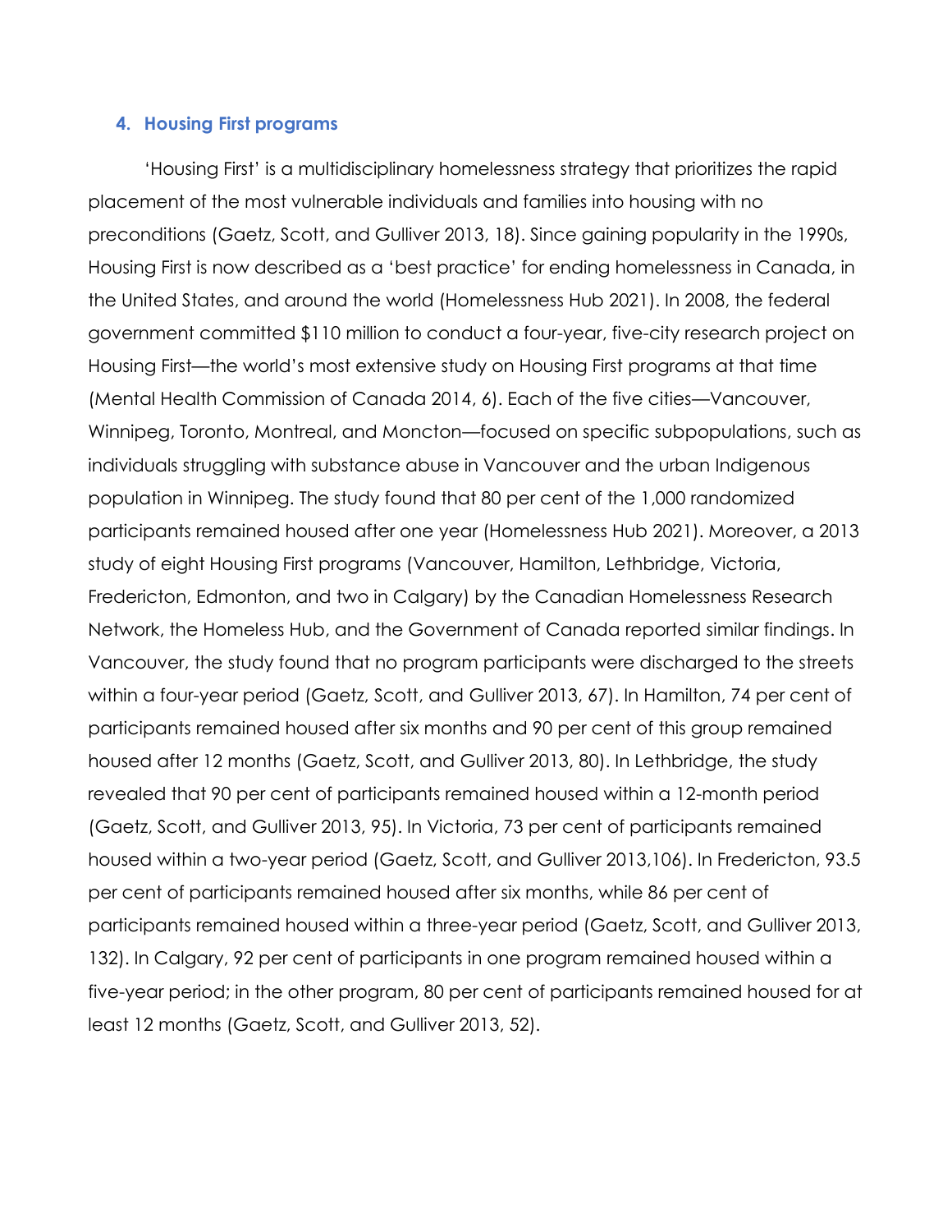### 4. Housing First programs

'Housing First' is a multidisciplinary homelessness strategy that prioritizes the rapid placement of the most vulnerable individuals and families into housing with no preconditions (Gaetz, Scott, and Gulliver 2013, 18). Since gaining popularity in the 1990s, Housing First is now described as a 'best practice' for ending homelessness in Canada, in the United States, and around the world (Homelessness Hub 2021). In 2008, the federal government committed $110 million to conduct a four-year, five-city research project on Housing First—the world's most extensive study on Housing First programs at that time (Mental Health Commission of Canada 2014, 6). Each of the five cities—Vancouver, Winnipeg, Toronto, Montreal, and Moncton—focused on specific subpopulations, such as individuals struggling with substance abuse in Vancouver and the urban Indigenous population in Winnipeg. The study found that 80 per cent of the 1,000 randomized participants remained housed after one year (Homelessness Hub 2021). Moreover, a 2013 study of eight Housing First programs (Vancouver, Hamilton, Lethbridge, Victoria, Fredericton, Edmonton, and two in Calgary) by the Canadian Homelessness Research Network, the Homeless Hub, and the Government of Canada reported similar findings. In Vancouver, the study found that no program participants were discharged to the streets within a four-year period (Gaetz, Scott, and Gulliver 2013, 67). In Hamilton, 74 per cent of participants remained housed after six months and 90 per cent of this group remained housed after 12 months (Gaetz, Scott, and Gulliver 2013, 80). In Lethbridge, the study revealed that 90 per cent of participants remained housed within a 12-month period (Gaetz, Scott, and Gulliver 2013, 95). In Victoria, 73 per cent of participants remained housed within a two-year period (Gaetz, Scott, and Gulliver 2013,106). In Fredericton, 93.5 per cent of participants remained housed after six months, while 86 per cent of participants remained housed within a three-year period (Gaetz, Scott, and Gulliver 2013, 132). In Calgary, 92 per cent of participants in one program remained housed within a five-year period; in the other program, 80 per cent of participants remained housed for at least 12 months (Gaetz, Scott, and Gulliver 2013, 52).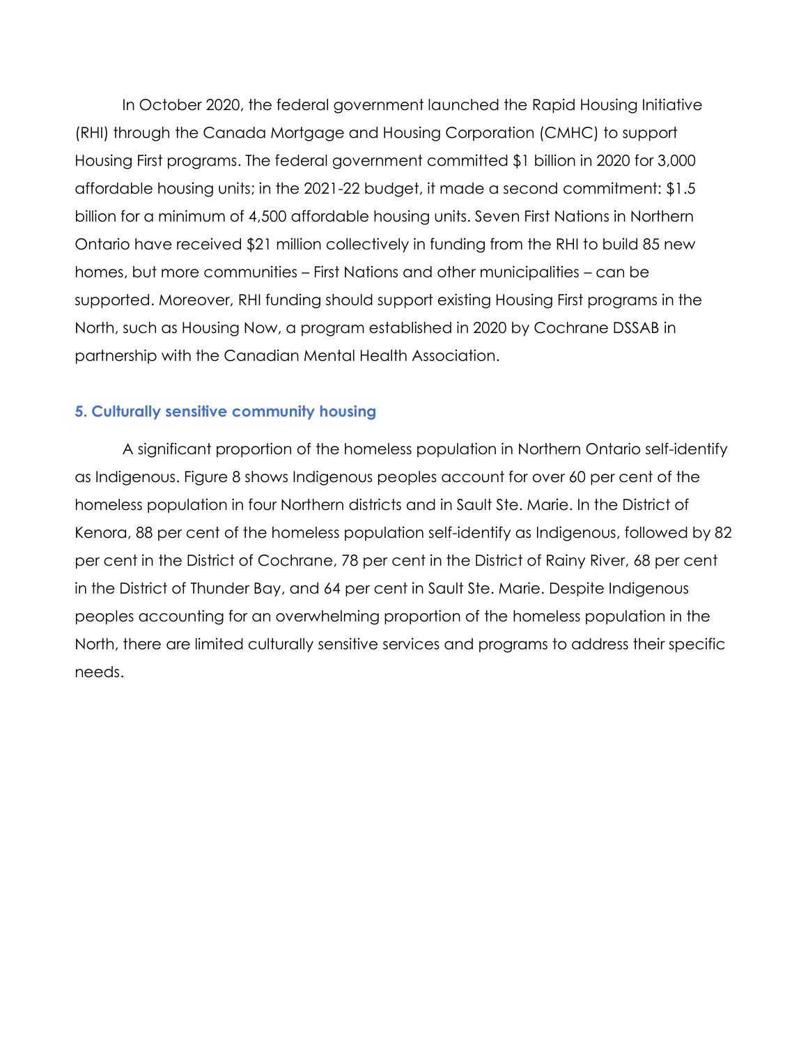In October 2020, the federal government launched the Rapid Housing Initiative (RHI) through the Canada Mortgage and Housing Corporation (CMHC) to support Housing First programs. The federal government committed $1 billion in 2020 for 3,000 affordable housing units; in the 2021-22 budget, it made a second commitment: $1.5 billion for a minimum of 4,500 affordable housing units. Seven First Nations in Northern Ontario have received $21 million collectively in funding from the RHI to build 85 new homes, but more communities – First Nations and other municipalities – can be supported. Moreover, RHI funding should support existing Housing First programs in the North, such as Housing Now, a program established in 2020 by Cochrane DSSAB in partnership with the Canadian Mental Health Association.

### 5. Culturally sensitive community housing

A significant proportion of the homeless population in Northern Ontario self-identify as Indigenous. Figure 8 shows Indigenous peoples account for over 60 per cent of the homeless population in four Northern districts and in Sault Ste. Marie. In the District of Kenora, 88 per cent of the homeless population self-identify as Indigenous, followed by 82 per cent in the District of Cochrane, 78 per cent in the District of Rainy River, 68 per cent in the District of Thunder Bay, and 64 per cent in Sault Ste. Marie. Despite Indigenous peoples accounting for an overwhelming proportion of the homeless population in the North, there are limited culturally sensitive services and programs to address their specific needs.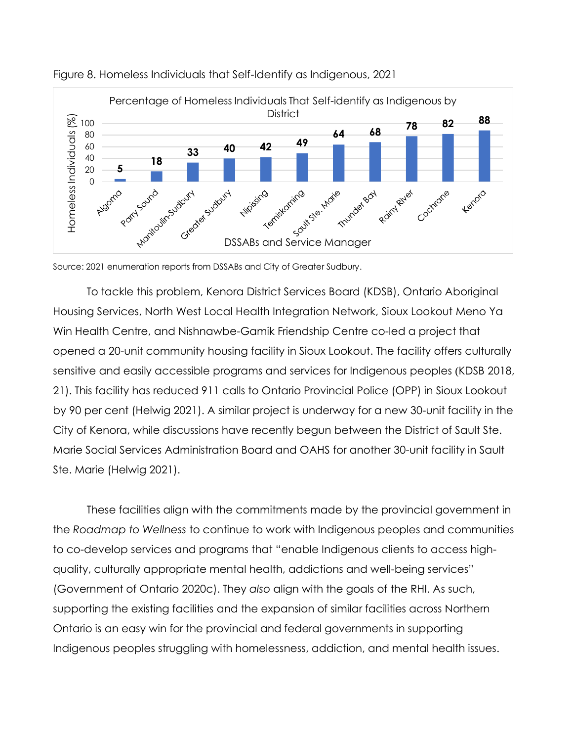Figure 8. Homeless Individuals that Self-Identify as Indigenous, 2021

| DSSABs and Service Manager | Percentage of Homeless Individuals That Self-identify as Indigenous (%) |
| --- | --- |
| Algoma | 5 |
| Parry Sound | 18 |
| Manitoulin-Sudbury | 33 |
| Greater Sudbury | 40 |
| Nipissing | 42 |
| Temiskaming | 49 |
| Sault Ste. Marie | 64 |
| Thunder Bay | 68 |
| Rainy River | 78 |
| Cochrane | 82 |
| Kenora | 88 |

Source: 2021 enumeration reports from DSSABs and City of Greater Sudbury.

To tackle this problem, Kenora District Services Board (KDSB), Ontario Aboriginal Housing Services, North West Local Health Integration Network, Sioux Lookout Meno Ya Win Health Centre, and Nishnawbe-Gamik Friendship Centre co-led a project that opened a 20-unit community housing facility in Sioux Lookout. The facility offers culturally sensitive and easily accessible programs and services for Indigenous peoples (KDSB 2018, 21). This facility has reduced 911 calls to Ontario Provincial Police (OPP) in Sioux Lookout by 90 per cent (Helwig 2021). A similar project is underway for a new 30-unit facility in the City of Kenora, while discussions have recently begun between the District of Sault Ste. Marie Social Services Administration Board and OAHS for another 30-unit facility in Sault Ste. Marie (Helwig 2021).

These facilities align with the commitments made by the provincial government in the *Roadmap to Wellness* to continue to work with Indigenous peoples and communities to co-develop services and programs that "enable Indigenous clients to access high-quality, culturally appropriate mental health, addictions and well-being services" (Government of Ontario 2020c). They *also* align with the goals of the RHI. As such, supporting the existing facilities and the expansion of similar facilities across Northern Ontario is an easy win for the provincial and federal governments in supporting Indigenous peoples struggling with homelessness, addiction, and mental health issues.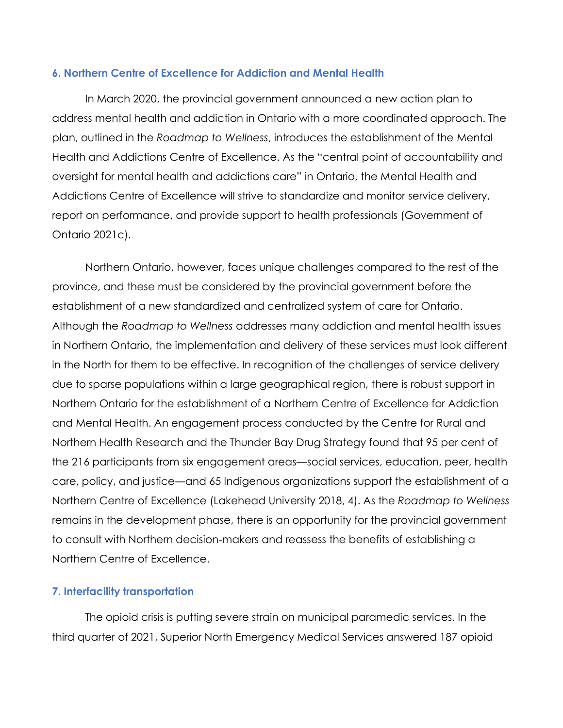### 6. Northern Centre of Excellence for Addiction and Mental Health

In March 2020, the provincial government announced a new action plan to address mental health and addiction in Ontario with a more coordinated approach. The plan, outlined in the *Roadmap to Wellness*, introduces the establishment of the Mental Health and Addictions Centre of Excellence. As the "central point of accountability and oversight for mental health and addictions care" in Ontario, the Mental Health and Addictions Centre of Excellence will strive to standardize and monitor service delivery, report on performance, and provide support to health professionals (Government of Ontario 2021c).

Northern Ontario, however, faces unique challenges compared to the rest of the province, and these must be considered by the provincial government before the establishment of a new standardized and centralized system of care for Ontario. Although the *Roadmap to Wellness* addresses many addiction and mental health issues in Northern Ontario, the implementation and delivery of these services must look different in the North for them to be effective. In recognition of the challenges of service delivery due to sparse populations within a large geographical region, there is robust support in Northern Ontario for the establishment of a Northern Centre of Excellence for Addiction and Mental Health. An engagement process conducted by the Centre for Rural and Northern Health Research and the Thunder Bay Drug Strategy found that 95 per cent of the 216 participants from six engagement areas—social services, education, peer, health care, policy, and justice—and 65 Indigenous organizations support the establishment of a Northern Centre of Excellence (Lakehead University 2018, 4). As the *Roadmap to Wellness* remains in the development phase, there is an opportunity for the provincial government to consult with Northern decision-makers and reassess the benefits of establishing a Northern Centre of Excellence.

### 7. Interfacility transportation

The opioid crisis is putting severe strain on municipal paramedic services. In the third quarter of 2021, Superior North Emergency Medical Services answered 187 opioid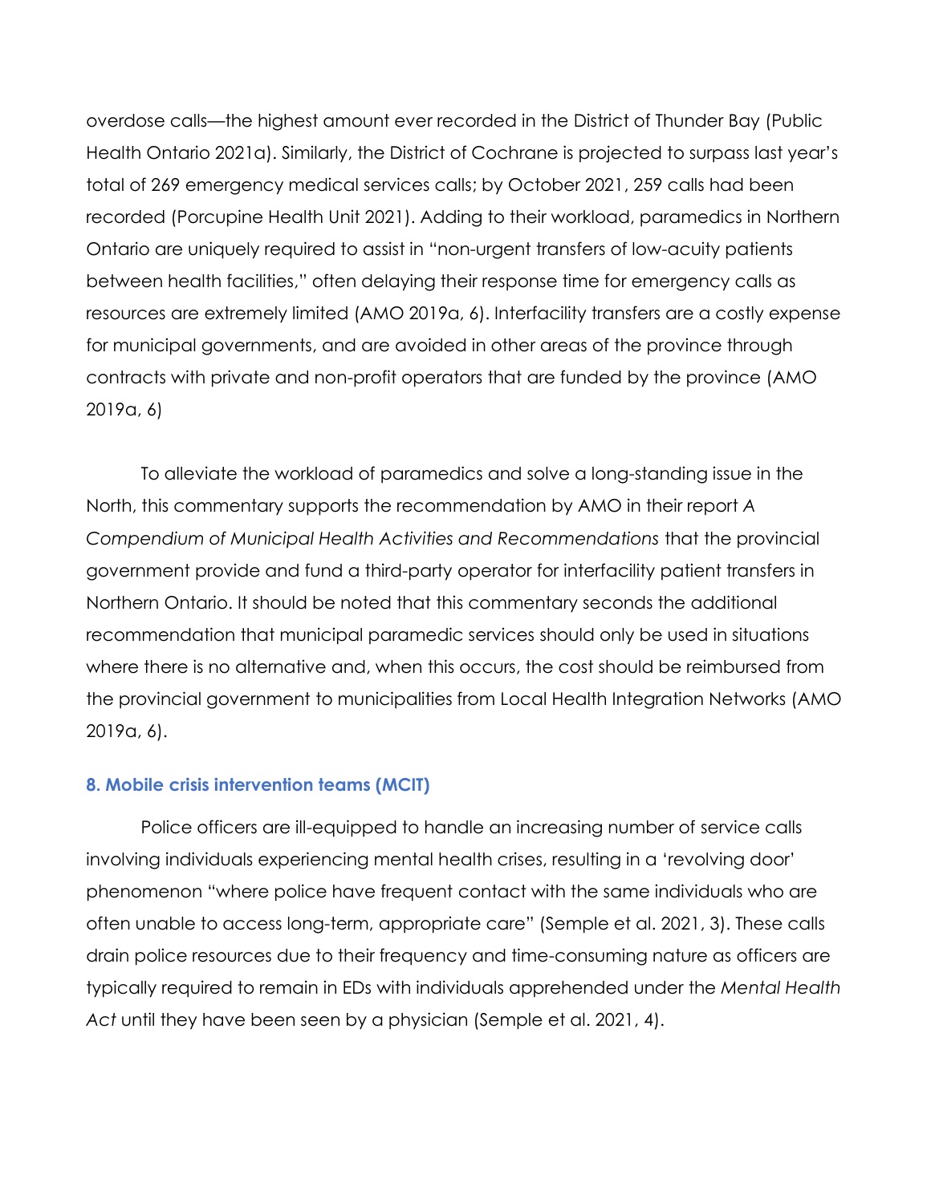overdose calls—the highest amount ever recorded in the District of Thunder Bay (Public Health Ontario 2021a). Similarly, the District of Cochrane is projected to surpass last year's total of 269 emergency medical services calls; by October 2021, 259 calls had been recorded (Porcupine Health Unit 2021). Adding to their workload, paramedics in Northern Ontario are uniquely required to assist in "non-urgent transfers of low-acuity patients between health facilities," often delaying their response time for emergency calls as resources are extremely limited (AMO 2019a, 6). Interfacility transfers are a costly expense for municipal governments, and are avoided in other areas of the province through contracts with private and non-profit operators that are funded by the province (AMO 2019a, 6)

To alleviate the workload of paramedics and solve a long-standing issue in the North, this commentary supports the recommendation by AMO in their report *A Compendium of Municipal Health Activities and Recommendations* that the provincial government provide and fund a third-party operator for interfacility patient transfers in Northern Ontario. It should be noted that this commentary seconds the additional recommendation that municipal paramedic services should only be used in situations where there is no alternative and, when this occurs, the cost should be reimbursed from the provincial government to municipalities from Local Health Integration Networks (AMO 2019a, 6).

### 8. Mobile crisis intervention teams (MCIT)

Police officers are ill-equipped to handle an increasing number of service calls involving individuals experiencing mental health crises, resulting in a 'revolving door' phenomenon "where police have frequent contact with the same individuals who are often unable to access long-term, appropriate care" (Semple et al. 2021, 3). These calls drain police resources due to their frequency and time-consuming nature as officers are typically required to remain in EDs with individuals apprehended under the *Mental Health Act* until they have been seen by a physician (Semple et al. 2021, 4).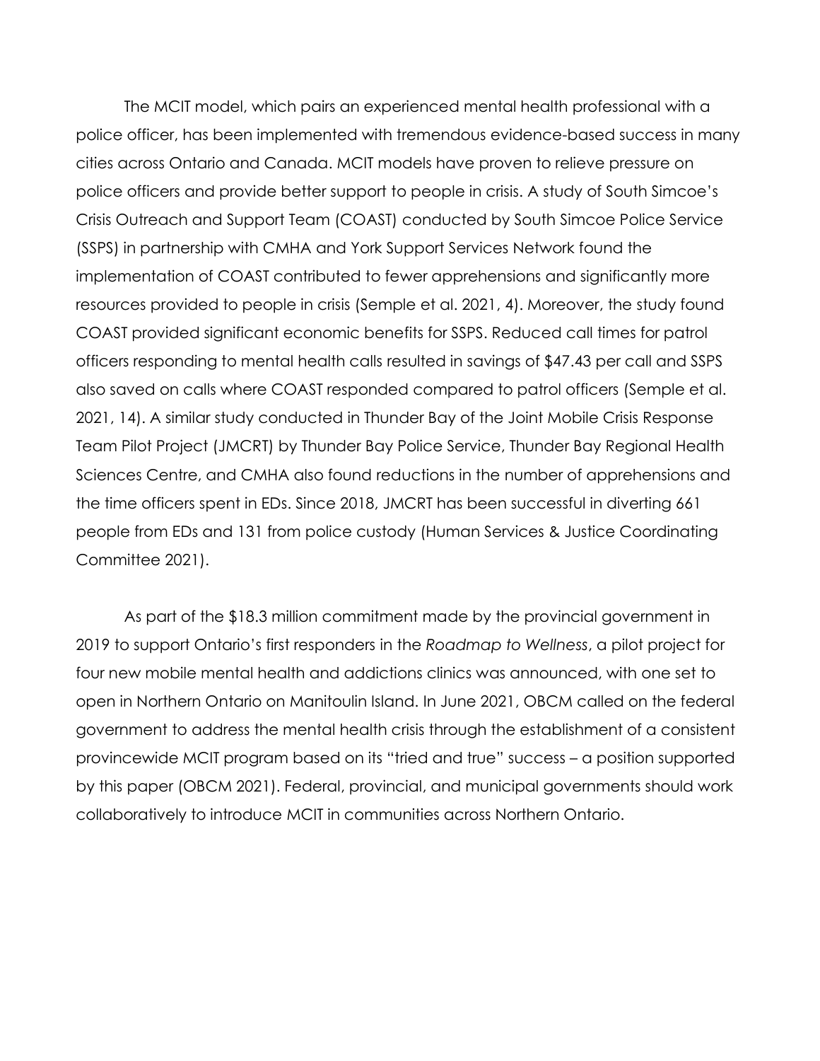The MCIT model, which pairs an experienced mental health professional with a police officer, has been implemented with tremendous evidence-based success in many cities across Ontario and Canada. MCIT models have proven to relieve pressure on police officers and provide better support to people in crisis. A study of South Simcoe's Crisis Outreach and Support Team (COAST) conducted by South Simcoe Police Service (SSPS) in partnership with CMHA and York Support Services Network found the implementation of COAST contributed to fewer apprehensions and significantly more resources provided to people in crisis (Semple et al. 2021, 4). Moreover, the study found COAST provided significant economic benefits for SSPS. Reduced call times for patrol officers responding to mental health calls resulted in savings of $47.43 per call and SSPS also saved on calls where COAST responded compared to patrol officers (Semple et al. 2021, 14). A similar study conducted in Thunder Bay of the Joint Mobile Crisis Response Team Pilot Project (JMCRT) by Thunder Bay Police Service, Thunder Bay Regional Health Sciences Centre, and CMHA also found reductions in the number of apprehensions and the time officers spent in EDs. Since 2018, JMCRT has been successful in diverting 661 people from EDs and 131 from police custody (Human Services & Justice Coordinating Committee 2021).

As part of the $18.3 million commitment made by the provincial government in 2019 to support Ontario's first responders in the *Roadmap to Wellness*, a pilot project for four new mobile mental health and addictions clinics was announced, with one set to open in Northern Ontario on Manitoulin Island. In June 2021, OBCM called on the federal government to address the mental health crisis through the establishment of a consistent provincewide MCIT program based on its "tried and true" success – a position supported by this paper (OBCM 2021). Federal, provincial, and municipal governments should work collaboratively to introduce MCIT in communities across Northern Ontario.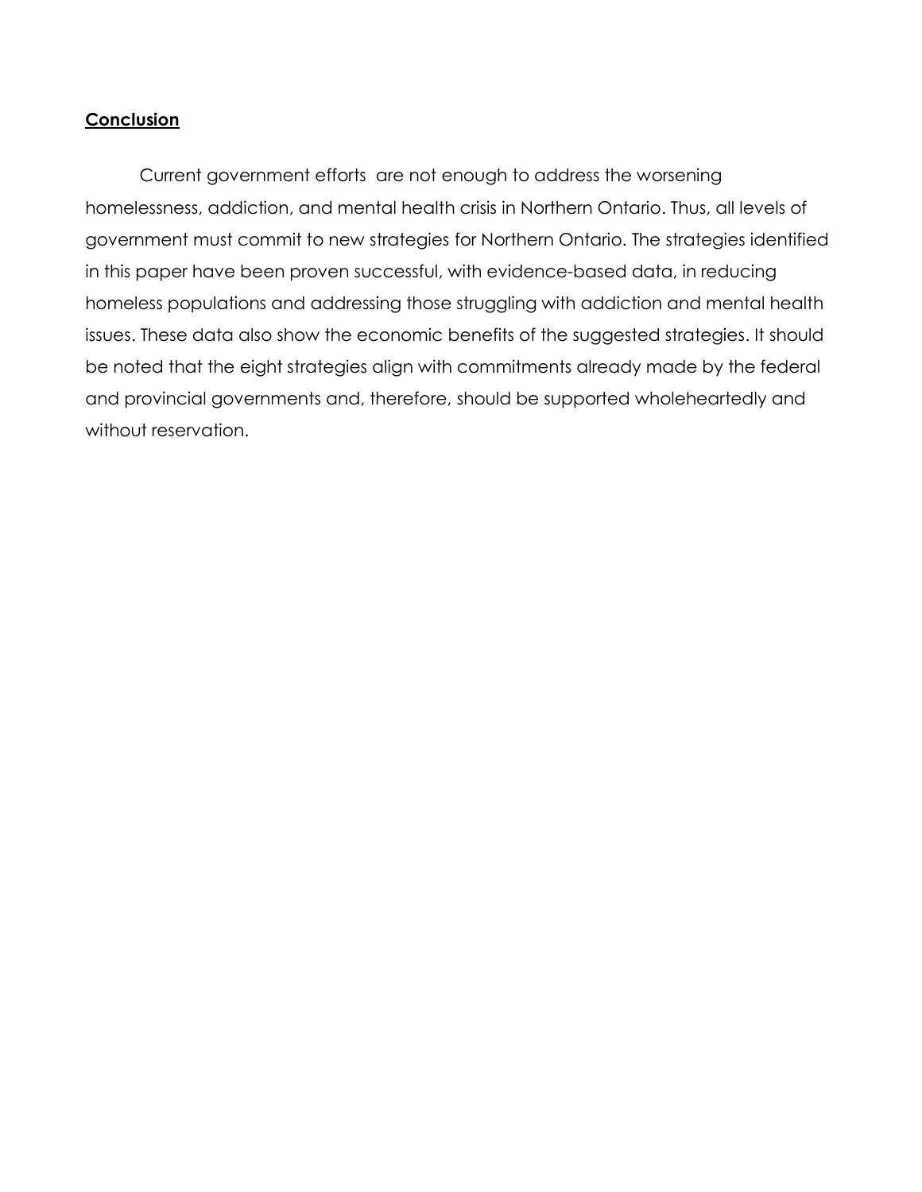## **Conclusion**

Current government efforts are not enough to address the worsening homelessness, addiction, and mental health crisis in Northern Ontario. Thus, all levels of government must commit to new strategies for Northern Ontario. The strategies identified in this paper have been proven successful, with evidence-based data, in reducing homeless populations and addressing those struggling with addiction and mental health issues. These data also show the economic benefits of the suggested strategies. It should be noted that the eight strategies align with commitments already made by the federal and provincial governments and, therefore, should be supported wholeheartedly and without reservation.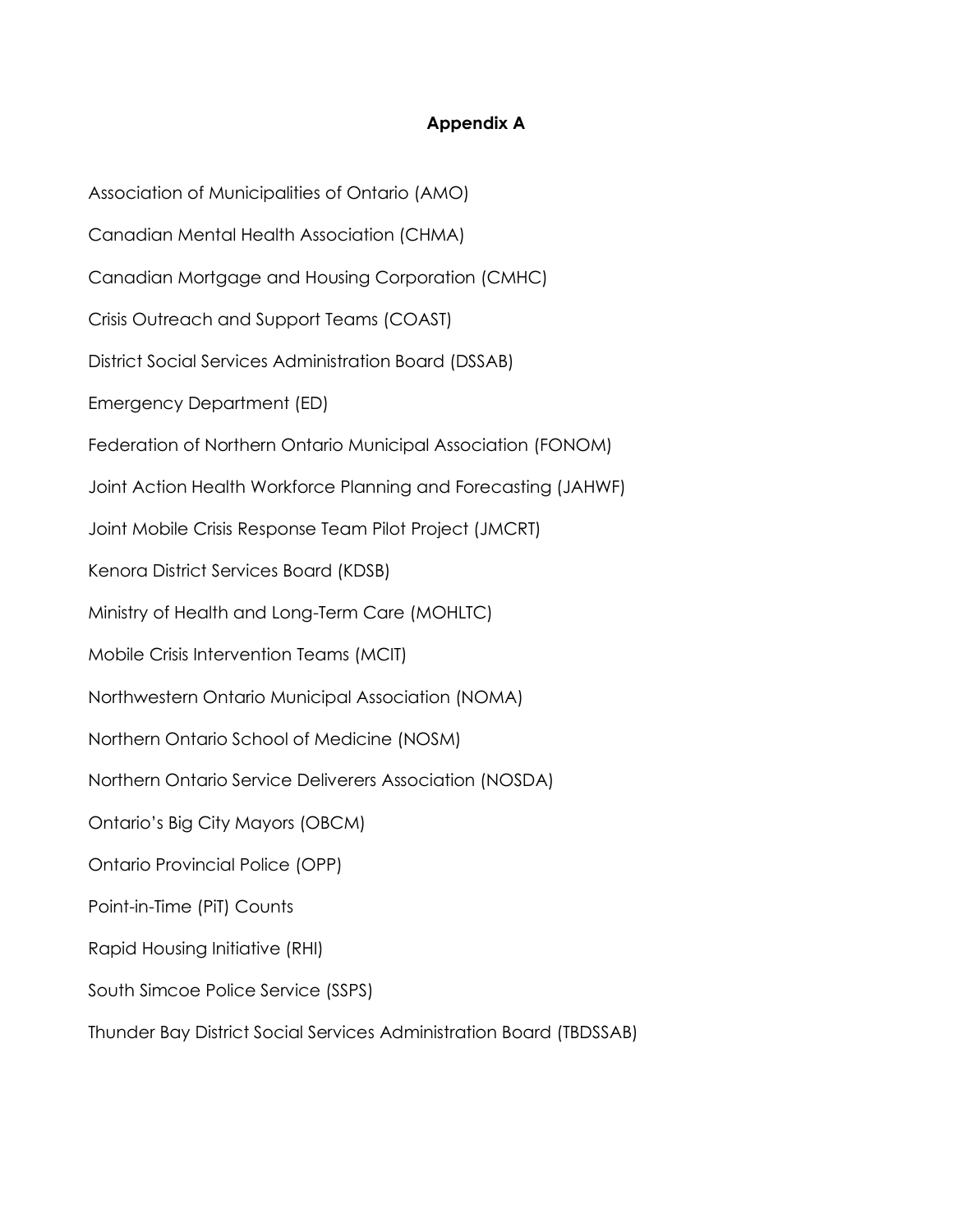## Appendix A

Association of Municipalities of Ontario (AMO)

Canadian Mental Health Association (CHMA)

Canadian Mortgage and Housing Corporation (CMHC)

Crisis Outreach and Support Teams (COAST)

District Social Services Administration Board (DSSAB)

Emergency Department (ED)

Federation of Northern Ontario Municipal Association (FONOM)

Joint Action Health Workforce Planning and Forecasting (JAHWF)

Joint Mobile Crisis Response Team Pilot Project (JMCRT)

Kenora District Services Board (KDSB)

Ministry of Health and Long-Term Care (MOHLTC)

Mobile Crisis Intervention Teams (MCIT)

Northwestern Ontario Municipal Association (NOMA)

Northern Ontario School of Medicine (NOSM)

Northern Ontario Service Deliverers Association (NOSDA)

Ontario's Big City Mayors (OBCM)

Ontario Provincial Police (OPP)

Point-in-Time (PiT) Counts

Rapid Housing Initiative (RHI)

South Simcoe Police Service (SSPS)

Thunder Bay District Social Services Administration Board (TBDSSAB)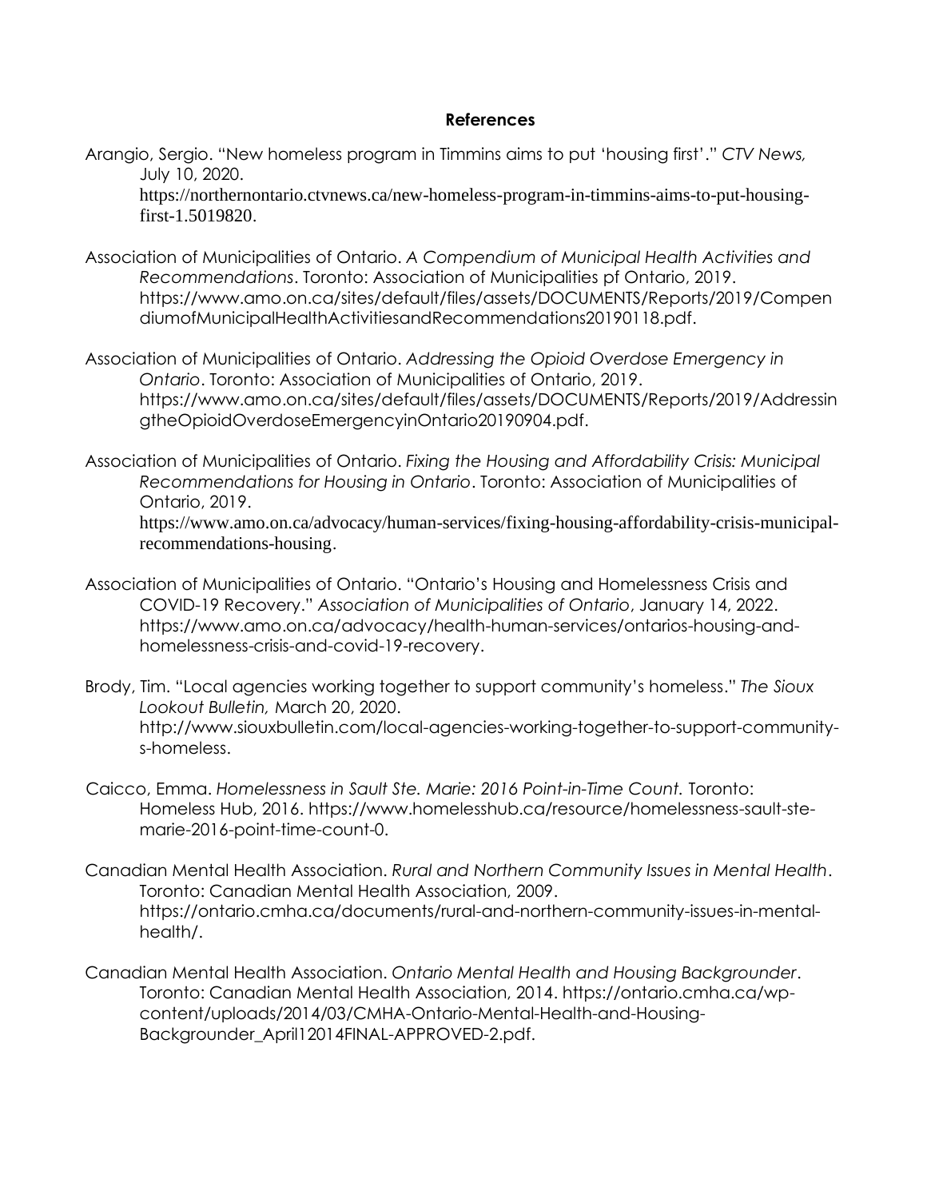## References

Arangio, Sergio. "New homeless program in Timmins aims to put 'housing first'." *CTV News,* July 10, 2020. https://northernontario.ctvnews.ca/new-homeless-program-in-timmins-aims-to-put-housing-first-1.5019820.

Association of Municipalities of Ontario. *A Compendium of Municipal Health Activities and Recommendations*. Toronto: Association of Municipalities pf Ontario, 2019. https://www.amo.on.ca/sites/default/files/assets/DOCUMENTS/Reports/2019/CompendiumofMunicipalHealthActivitiesandRecommendations20190118.pdf.

Association of Municipalities of Ontario. *Addressing the Opioid Overdose Emergency in Ontario*. Toronto: Association of Municipalities of Ontario, 2019. https://www.amo.on.ca/sites/default/files/assets/DOCUMENTS/Reports/2019/AddressingtheOpioidOverdoseEmergencyinOntario20190904.pdf.

Association of Municipalities of Ontario. *Fixing the Housing and Affordability Crisis: Municipal Recommendations for Housing in Ontario*. Toronto: Association of Municipalities of Ontario, 2019. https://www.amo.on.ca/advocacy/human-services/fixing-housing-affordability-crisis-municipal-recommendations-housing.

Association of Municipalities of Ontario. "Ontario's Housing and Homelessness Crisis and COVID-19 Recovery." *Association of Municipalities of Ontario*, January 14, 2022. https://www.amo.on.ca/advocacy/health-human-services/ontarios-housing-and-homelessness-crisis-and-covid-19-recovery.

Brody, Tim. "Local agencies working together to support community's homeless." *The Sioux Lookout Bulletin,* March 20, 2020. http://www.siouxbulletin.com/local-agencies-working-together-to-support-community-s-homeless.

Caicco, Emma. *Homelessness in Sault Ste. Marie: 2016 Point-in-Time Count.* Toronto: Homeless Hub, 2016. https://www.homelesshub.ca/resource/homelessness-sault-ste-marie-2016-point-time-count-0.

Canadian Mental Health Association. *Rural and Northern Community Issues in Mental Health*. Toronto: Canadian Mental Health Association, 2009. https://ontario.cmha.ca/documents/rural-and-northern-community-issues-in-mental-health/.

Canadian Mental Health Association. *Ontario Mental Health and Housing Backgrounder*. Toronto: Canadian Mental Health Association, 2014. https://ontario.cmha.ca/wp-content/uploads/2014/03/CMHA-Ontario-Mental-Health-and-Housing-Backgrounder_April12014FINAL-APPROVED-2.pdf.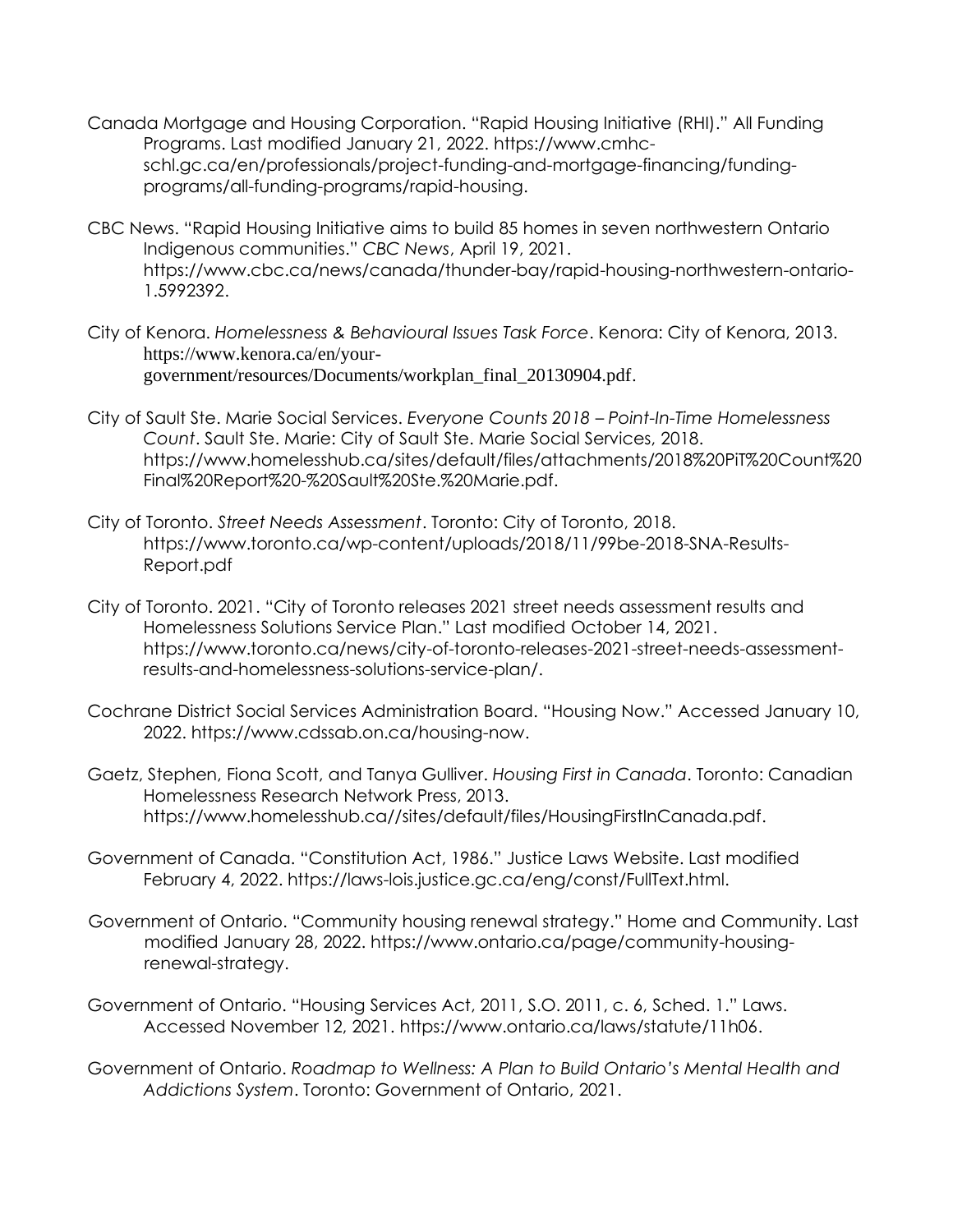Canada Mortgage and Housing Corporation. "Rapid Housing Initiative (RHI)." All Funding Programs. Last modified January 21, 2022. https://www.cmhc-schl.gc.ca/en/professionals/project-funding-and-mortgage-financing/funding-programs/all-funding-programs/rapid-housing.

CBC News. "Rapid Housing Initiative aims to build 85 homes in seven northwestern Ontario Indigenous communities." *CBC News*, April 19, 2021. https://www.cbc.ca/news/canada/thunder-bay/rapid-housing-northwestern-ontario-1.5992392.

City of Kenora. *Homelessness & Behavioural Issues Task Force*. Kenora: City of Kenora, 2013. https://www.kenora.ca/en/your-government/resources/Documents/workplan_final_20130904.pdf.

City of Sault Ste. Marie Social Services. *Everyone Counts 2018 – Point-In-Time Homelessness Count*. Sault Ste. Marie: City of Sault Ste. Marie Social Services, 2018. https://www.homelesshub.ca/sites/default/files/attachments/2018%20PiT%20Count%20Final%20Report%20-%20Sault%20Ste.%20Marie.pdf.

City of Toronto. *Street Needs Assessment*. Toronto: City of Toronto, 2018. https://www.toronto.ca/wp-content/uploads/2018/11/99be-2018-SNA-Results-Report.pdf

City of Toronto. 2021. "City of Toronto releases 2021 street needs assessment results and Homelessness Solutions Service Plan." Last modified October 14, 2021. https://www.toronto.ca/news/city-of-toronto-releases-2021-street-needs-assessment-results-and-homelessness-solutions-service-plan/.

Cochrane District Social Services Administration Board. "Housing Now." Accessed January 10, 2022. https://www.cdssab.on.ca/housing-now.

Gaetz, Stephen, Fiona Scott, and Tanya Gulliver. *Housing First in Canada*. Toronto: Canadian Homelessness Research Network Press, 2013. https://www.homelesshub.ca//sites/default/files/HousingFirstInCanada.pdf.

Government of Canada. "Constitution Act, 1986." Justice Laws Website. Last modified February 4, 2022. https://laws-lois.justice.gc.ca/eng/const/FullText.html.

Government of Ontario. "Community housing renewal strategy." Home and Community. Last modified January 28, 2022. https://www.ontario.ca/page/community-housing-renewal-strategy.

Government of Ontario. "Housing Services Act, 2011, S.O. 2011, c. 6, Sched. 1." Laws. Accessed November 12, 2021. https://www.ontario.ca/laws/statute/11h06.

Government of Ontario. *Roadmap to Wellness: A Plan to Build Ontario's Mental Health and Addictions System*. Toronto: Government of Ontario, 2021.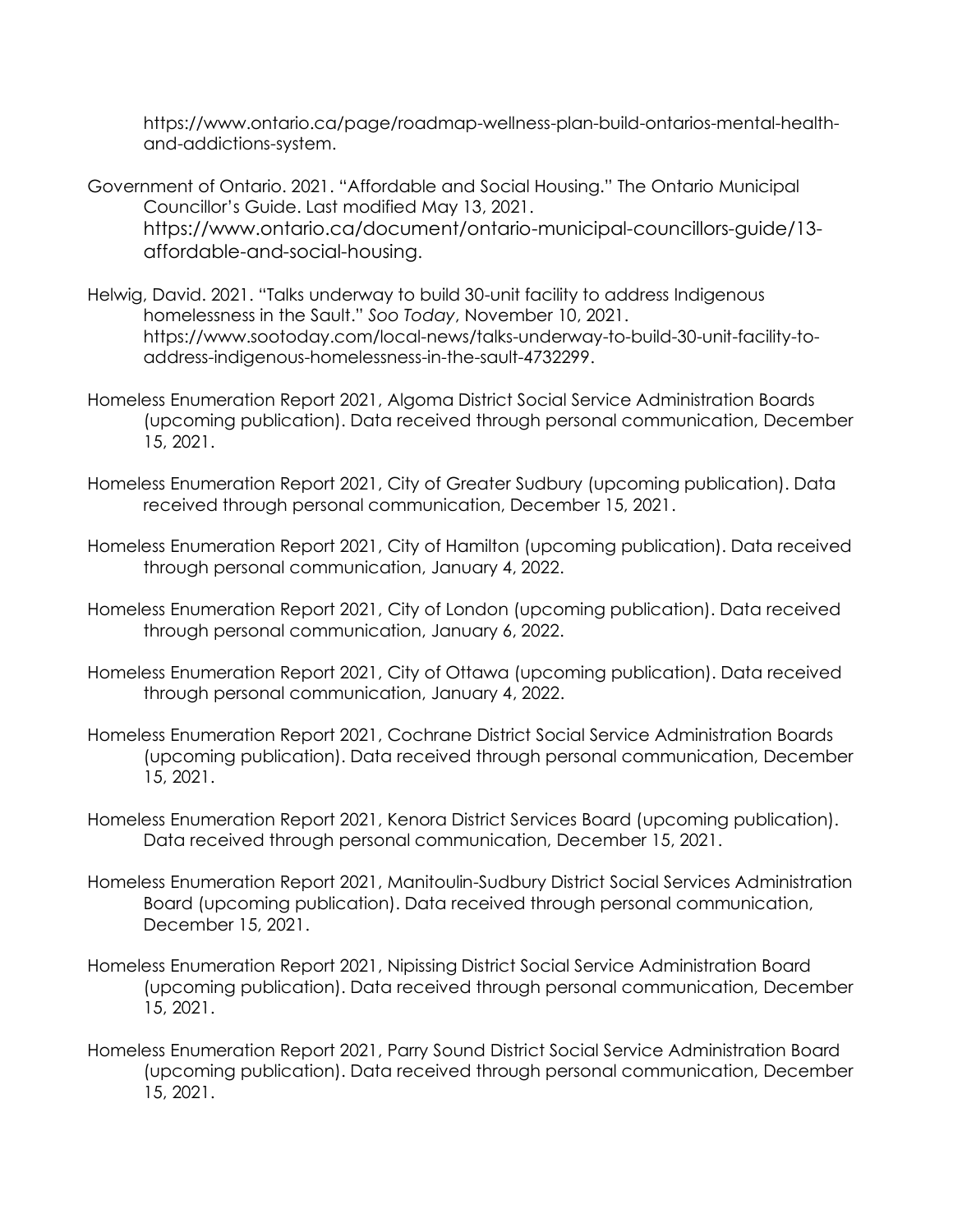https://www.ontario.ca/page/roadmap-wellness-plan-build-ontarios-mental-health-and-addictions-system.

Government of Ontario. 2021. "Affordable and Social Housing." The Ontario Municipal Councillor's Guide. Last modified May 13, 2021. https://www.ontario.ca/document/ontario-municipal-councillors-guide/13-affordable-and-social-housing.

Helwig, David. 2021. "Talks underway to build 30-unit facility to address Indigenous homelessness in the Sault." *Soo Today*, November 10, 2021. https://www.sootoday.com/local-news/talks-underway-to-build-30-unit-facility-to-address-indigenous-homelessness-in-the-sault-4732299.

Homeless Enumeration Report 2021, Algoma District Social Service Administration Boards (upcoming publication). Data received through personal communication, December 15, 2021.

Homeless Enumeration Report 2021, City of Greater Sudbury (upcoming publication). Data received through personal communication, December 15, 2021.

Homeless Enumeration Report 2021, City of Hamilton (upcoming publication). Data received through personal communication, January 4, 2022.

Homeless Enumeration Report 2021, City of London (upcoming publication). Data received through personal communication, January 6, 2022.

Homeless Enumeration Report 2021, City of Ottawa (upcoming publication). Data received through personal communication, January 4, 2022.

Homeless Enumeration Report 2021, Cochrane District Social Service Administration Boards (upcoming publication). Data received through personal communication, December 15, 2021.

Homeless Enumeration Report 2021, Kenora District Services Board (upcoming publication). Data received through personal communication, December 15, 2021.

Homeless Enumeration Report 2021, Manitoulin-Sudbury District Social Services Administration Board (upcoming publication). Data received through personal communication, December 15, 2021.

Homeless Enumeration Report 2021, Nipissing District Social Service Administration Board (upcoming publication). Data received through personal communication, December 15, 2021.

Homeless Enumeration Report 2021, Parry Sound District Social Service Administration Board (upcoming publication). Data received through personal communication, December 15, 2021.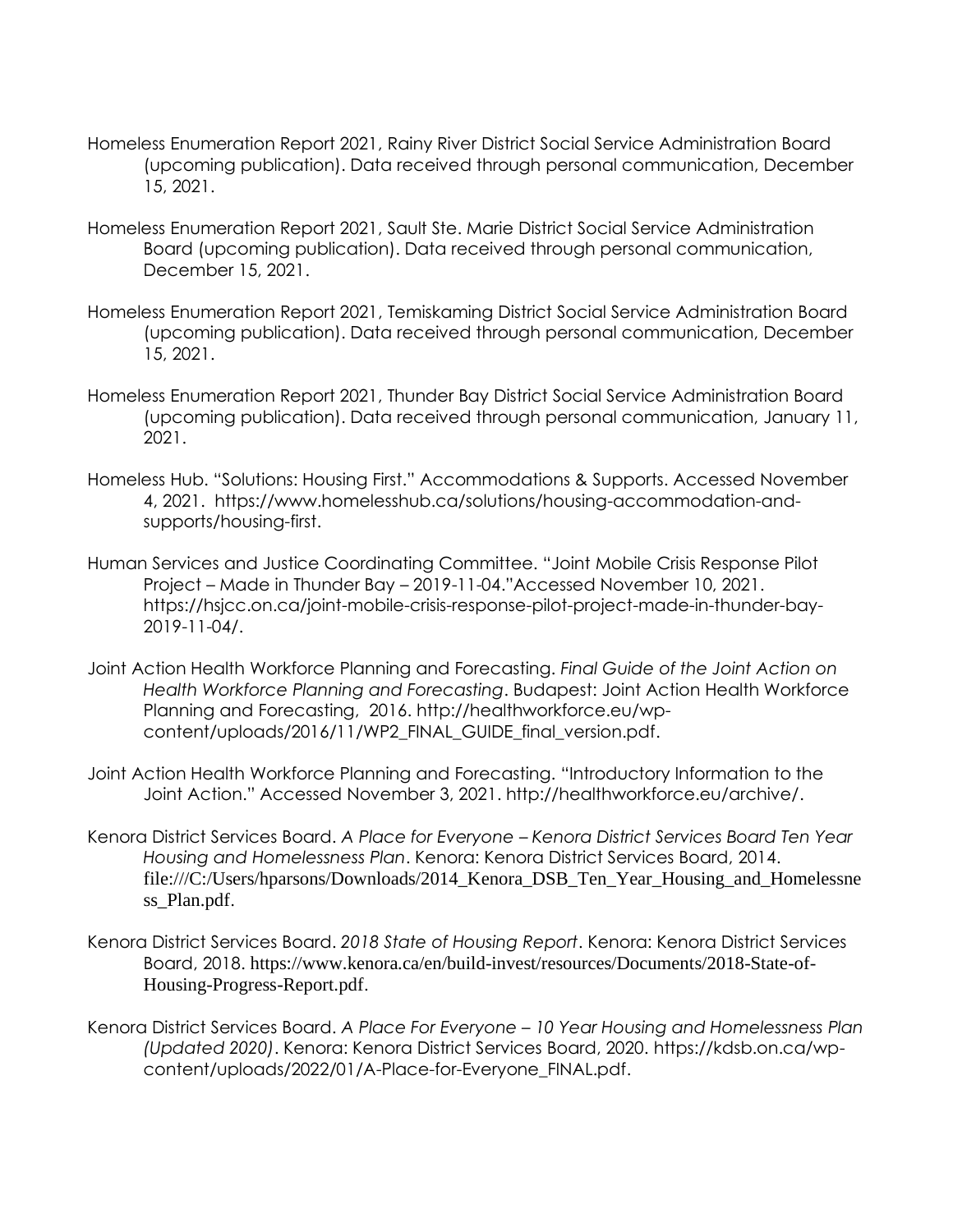Homeless Enumeration Report 2021, Rainy River District Social Service Administration Board (upcoming publication). Data received through personal communication, December 15, 2021.

Homeless Enumeration Report 2021, Sault Ste. Marie District Social Service Administration Board (upcoming publication). Data received through personal communication, December 15, 2021.

Homeless Enumeration Report 2021, Temiskaming District Social Service Administration Board (upcoming publication). Data received through personal communication, December 15, 2021.

Homeless Enumeration Report 2021, Thunder Bay District Social Service Administration Board (upcoming publication). Data received through personal communication, January 11, 2021.

Homeless Hub. "Solutions: Housing First." Accommodations & Supports. Accessed November 4, 2021. https://www.homelesshub.ca/solutions/housing-accommodation-and-supports/housing-first.

Human Services and Justice Coordinating Committee. "Joint Mobile Crisis Response Pilot Project – Made in Thunder Bay – 2019-11-04."Accessed November 10, 2021. https://hsjcc.on.ca/joint-mobile-crisis-response-pilot-project-made-in-thunder-bay-2019-11-04/.

Joint Action Health Workforce Planning and Forecasting. *Final Guide of the Joint Action on Health Workforce Planning and Forecasting*. Budapest: Joint Action Health Workforce Planning and Forecasting, 2016. http://healthworkforce.eu/wp-content/uploads/2016/11/WP2_FINAL_GUIDE_final_version.pdf.

Joint Action Health Workforce Planning and Forecasting. "Introductory Information to the Joint Action." Accessed November 3, 2021. http://healthworkforce.eu/archive/.

Kenora District Services Board. *A Place for Everyone – Kenora District Services Board Ten Year Housing and Homelessness Plan*. Kenora: Kenora District Services Board, 2014. file:///C:/Users/hparsons/Downloads/2014_Kenora_DSB_Ten_Year_Housing_and_Homelessness_Plan.pdf.

Kenora District Services Board. *2018 State of Housing Report*. Kenora: Kenora District Services Board, 2018. https://www.kenora.ca/en/build-invest/resources/Documents/2018-State-of-Housing-Progress-Report.pdf.

Kenora District Services Board. *A Place For Everyone – 10 Year Housing and Homelessness Plan (Updated 2020)*. Kenora: Kenora District Services Board, 2020. https://kdsb.on.ca/wp-content/uploads/2022/01/A-Place-for-Everyone_FINAL.pdf.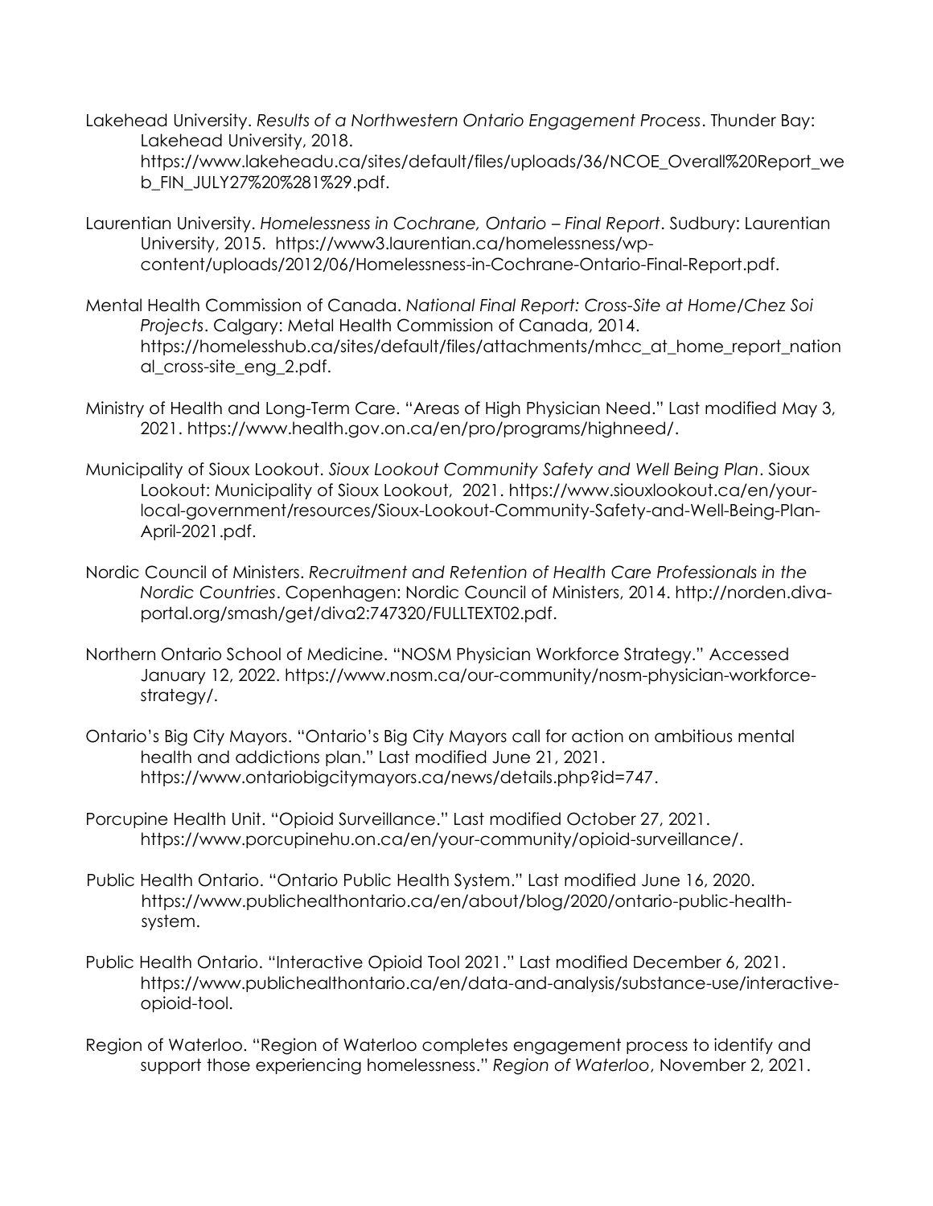Lakehead University. *Results of a Northwestern Ontario Engagement Process*. Thunder Bay: Lakehead University, 2018. https://www.lakeheadu.ca/sites/default/files/uploads/36/NCOE_Overall%20Report_web_FIN_JULY27%20%281%29.pdf.

Laurentian University. *Homelessness in Cochrane, Ontario – Final Report*. Sudbury: Laurentian University, 2015. https://www3.laurentian.ca/homelessness/wp-content/uploads/2012/06/Homelessness-in-Cochrane-Ontario-Final-Report.pdf.

Mental Health Commission of Canada. *National Final Report: Cross-Site at Home/Chez Soi Projects*. Calgary: Metal Health Commission of Canada, 2014. https://homelesshub.ca/sites/default/files/attachments/mhcc_at_home_report_national_cross-site_eng_2.pdf.

Ministry of Health and Long-Term Care. "Areas of High Physician Need." Last modified May 3, 2021. https://www.health.gov.on.ca/en/pro/programs/highneed/.

Municipality of Sioux Lookout. *Sioux Lookout Community Safety and Well Being Plan*. Sioux Lookout: Municipality of Sioux Lookout, 2021. https://www.siouxlookout.ca/en/your-local-government/resources/Sioux-Lookout-Community-Safety-and-Well-Being-Plan-April-2021.pdf.

Nordic Council of Ministers. *Recruitment and Retention of Health Care Professionals in the Nordic Countries*. Copenhagen: Nordic Council of Ministers, 2014. http://norden.diva-portal.org/smash/get/diva2:747320/FULLTEXT02.pdf.

Northern Ontario School of Medicine. "NOSM Physician Workforce Strategy." Accessed January 12, 2022. https://www.nosm.ca/our-community/nosm-physician-workforce-strategy/.

Ontario's Big City Mayors. "Ontario's Big City Mayors call for action on ambitious mental health and addictions plan." Last modified June 21, 2021. https://www.ontariobigcitymayors.ca/news/details.php?id=747.

Porcupine Health Unit. "Opioid Surveillance." Last modified October 27, 2021. https://www.porcupinehu.on.ca/en/your-community/opioid-surveillance/.

Public Health Ontario. "Ontario Public Health System." Last modified June 16, 2020. https://www.publichealthontario.ca/en/about/blog/2020/ontario-public-health-system.

Public Health Ontario. "Interactive Opioid Tool 2021." Last modified December 6, 2021. https://www.publichealthontario.ca/en/data-and-analysis/substance-use/interactive-opioid-tool.

Region of Waterloo. "Region of Waterloo completes engagement process to identify and support those experiencing homelessness." *Region of Waterloo*, November 2, 2021.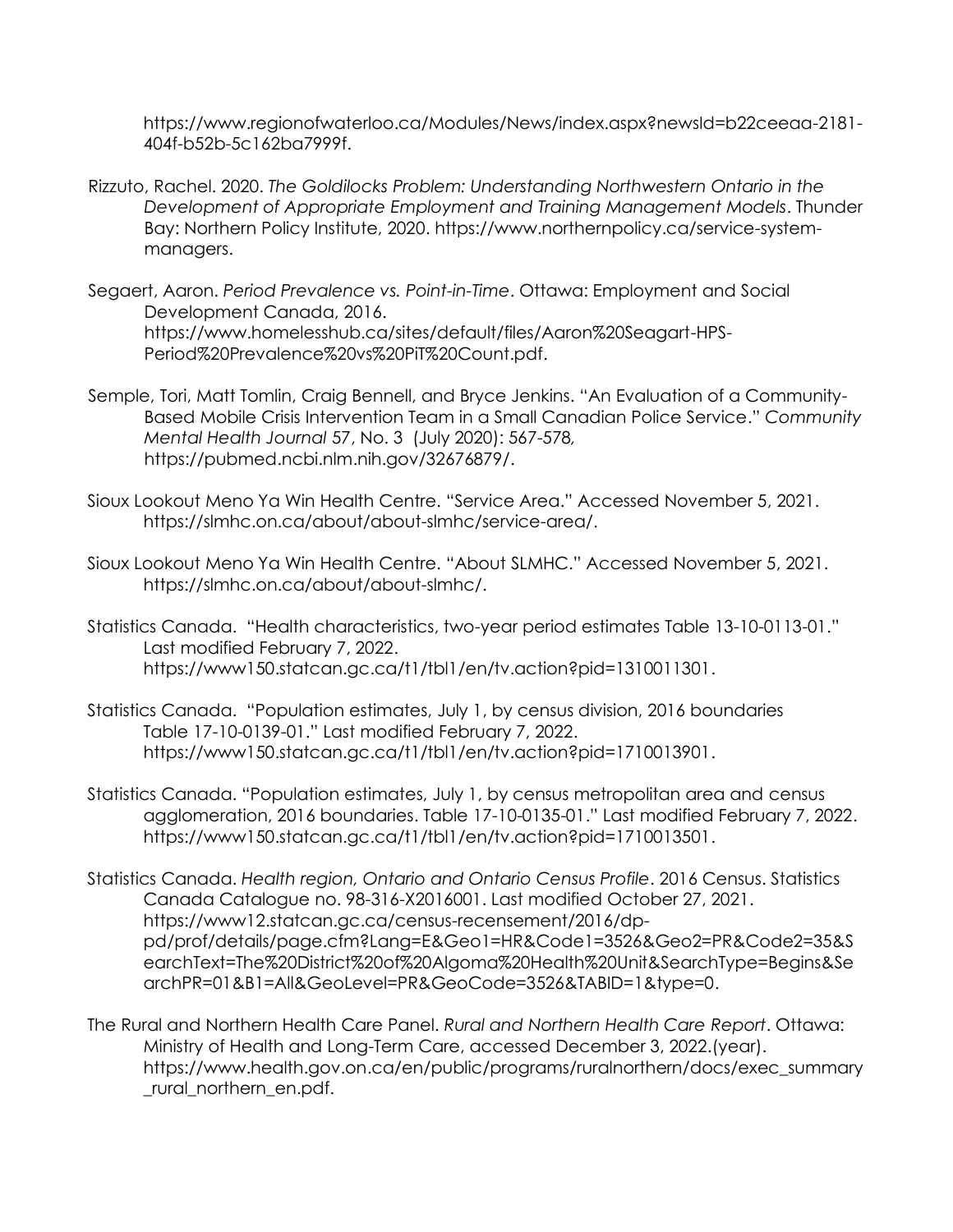https://www.regionofwaterloo.ca/Modules/News/index.aspx?newsId=b22ceeaa-2181-404f-b52b-5c162ba7999f.

Rizzuto, Rachel. 2020. *The Goldilocks Problem: Understanding Northwestern Ontario in the Development of Appropriate Employment and Training Management Models*. Thunder Bay: Northern Policy Institute, 2020. https://www.northernpolicy.ca/service-system-managers.

Segaert, Aaron. *Period Prevalence vs. Point-in-Time*. Ottawa: Employment and Social Development Canada, 2016. https://www.homelesshub.ca/sites/default/files/Aaron%20Seagart-HPS-Period%20Prevalence%20vs%20PiT%20Count.pdf.

Semple, Tori, Matt Tomlin, Craig Bennell, and Bryce Jenkins. "An Evaluation of a Community-Based Mobile Crisis Intervention Team in a Small Canadian Police Service." *Community Mental Health Journal* 57, No. 3 (July 2020): 567-578, https://pubmed.ncbi.nlm.nih.gov/32676879/.

Sioux Lookout Meno Ya Win Health Centre. "Service Area." Accessed November 5, 2021. https://slmhc.on.ca/about/about-slmhc/service-area/.

Sioux Lookout Meno Ya Win Health Centre. "About SLMHC." Accessed November 5, 2021. https://slmhc.on.ca/about/about-slmhc/.

Statistics Canada. "Health characteristics, two-year period estimates Table 13-10-0113-01." Last modified February 7, 2022. https://www150.statcan.gc.ca/t1/tbl1/en/tv.action?pid=1310011301.

Statistics Canada. "Population estimates, July 1, by census division, 2016 boundaries Table 17-10-0139-01." Last modified February 7, 2022. https://www150.statcan.gc.ca/t1/tbl1/en/tv.action?pid=1710013901.

Statistics Canada. "Population estimates, July 1, by census metropolitan area and census agglomeration, 2016 boundaries. Table 17-10-0135-01." Last modified February 7, 2022. https://www150.statcan.gc.ca/t1/tbl1/en/tv.action?pid=1710013501.

Statistics Canada. *Health region, Ontario and Ontario Census Profile*. 2016 Census. Statistics Canada Catalogue no. 98-316-X2016001. Last modified October 27, 2021. https://www12.statcan.gc.ca/census-recensement/2016/dp-pd/prof/details/page.cfm?Lang=E&Geo1=HR&Code1=3526&Geo2=PR&Code2=35&SearchText=The%20District%20of%20Algoma%20Health%20Unit&SearchType=Begins&SearchPR=01&B1=All&GeoLevel=PR&GeoCode=3526&TABID=1&type=0.

The Rural and Northern Health Care Panel. *Rural and Northern Health Care Report*. Ottawa: Ministry of Health and Long-Term Care, accessed December 3, 2022.(year). https://www.health.gov.on.ca/en/public/programs/ruralnorthern/docs/exec_summary_rural_northern_en.pdf.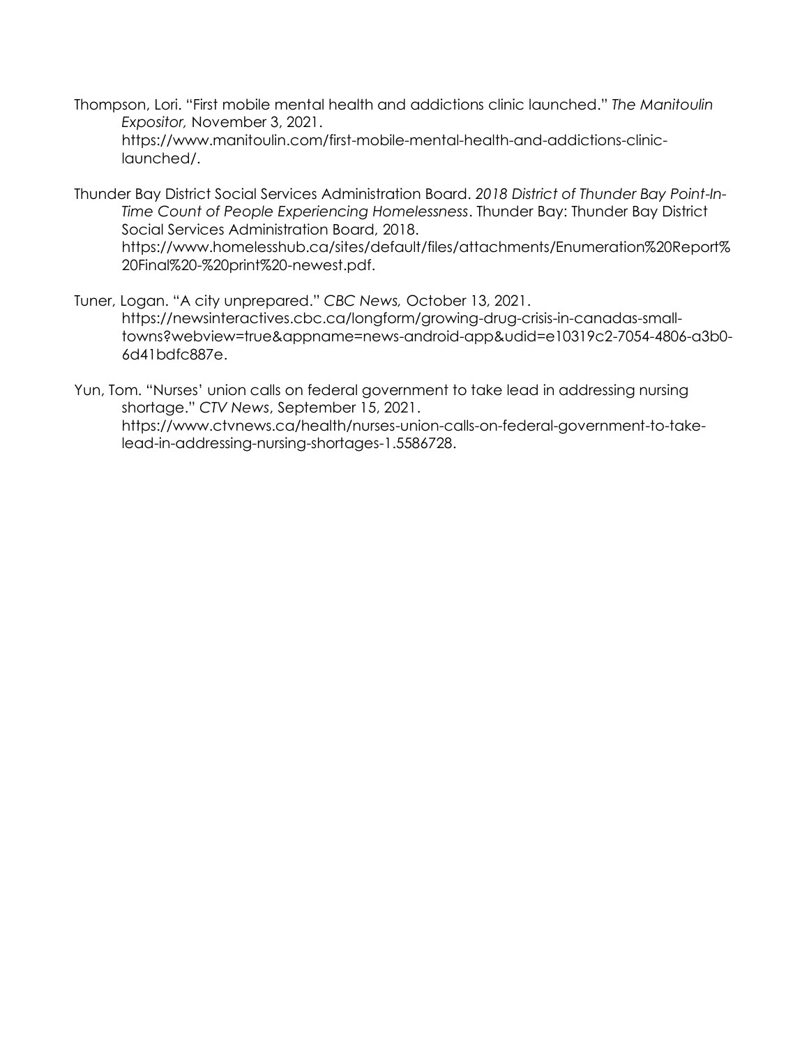Thompson, Lori. "First mobile mental health and addictions clinic launched." *The Manitoulin Expositor,* November 3, 2021. https://www.manitoulin.com/first-mobile-mental-health-and-addictions-clinic-launched/.

Thunder Bay District Social Services Administration Board. *2018 District of Thunder Bay Point-In-Time Count of People Experiencing Homelessness*. Thunder Bay: Thunder Bay District Social Services Administration Board, 2018. https://www.homelesshub.ca/sites/default/files/attachments/Enumeration%20Report%20Final%20-%20print%20-newest.pdf.

Tuner, Logan. "A city unprepared." *CBC News,* October 13, 2021. https://newsinteractives.cbc.ca/longform/growing-drug-crisis-in-canadas-small-towns?webview=true&appname=news-android-app&udid=e10319c2-7054-4806-a3b0-6d41bdfc887e.

Yun, Tom. "Nurses' union calls on federal government to take lead in addressing nursing shortage." *CTV News*, September 15, 2021. https://www.ctvnews.ca/health/nurses-union-calls-on-federal-government-to-take-lead-in-addressing-nursing-shortages-1.5586728.